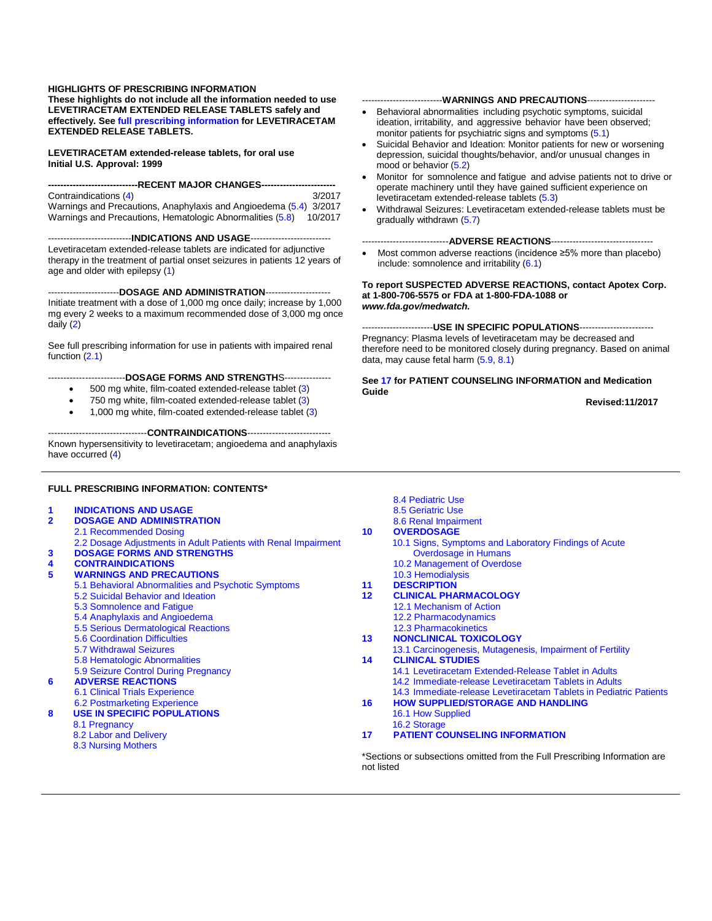**HIGHLIGHTS OF PRESCRIBING INFORMATION**

**These highlights do not include all the information needed to use LEVETIRACETAM EXTENDED RELEASE TABLETS safely and effectively. See full prescribing information for LEVETIRACETAM EXTENDED RELEASE TABLETS.**

**LEVETIRACETAM extended-release tablets, for oral use**
**Initial U.S. Approval: 1999**

**RECENT MAJOR CHANGES**

| | |
|---|---|
| Contraindications (4) | 3/2017 |
| Warnings and Precautions, Anaphylaxis and Angioedema (5.4) | 3/2017 |
| Warnings and Precautions, Hematologic Abnormalities (5.8) | 10/2017 |

**INDICATIONS AND USAGE**

Levetiracetam extended-release tablets are indicated for adjunctive therapy in the treatment of partial onset seizures in patients 12 years of age and older with epilepsy (1)

**DOSAGE AND ADMINISTRATION**

Initiate treatment with a dose of 1,000 mg once daily; increase by 1,000 mg every 2 weeks to a maximum recommended dose of 3,000 mg once daily (2)

See full prescribing information for use in patients with impaired renal function (2.1)

**DOSAGE FORMS AND STRENGTHS**

- 500 mg white, film-coated extended-release tablet (3)
- 750 mg white, film-coated extended-release tablet (3)
- 1,000 mg white, film-coated extended-release tablet (3)

**CONTRAINDICATIONS**

Known hypersensitivity to levetiracetam; angioedema and anaphylaxis have occurred (4)

**WARNINGS AND PRECAUTIONS**

- Behavioral abnormalities including psychotic symptoms, suicidal ideation, irritability, and aggressive behavior have been observed; monitor patients for psychiatric signs and symptoms (5.1)
- Suicidal Behavior and Ideation: Monitor patients for new or worsening depression, suicidal thoughts/behavior, and/or unusual changes in mood or behavior (5.2)
- Monitor for somnolence and fatigue and advise patients not to drive or operate machinery until they have gained sufficient experience on levetiracetam extended-release tablets (5.3)
- Withdrawal Seizures: Levetiracetam extended-release tablets must be gradually withdrawn (5.7)

**ADVERSE REACTIONS**

- Most common adverse reactions (incidence ≥5% more than placebo) include: somnolence and irritability (6.1)

**To report SUSPECTED ADVERSE REACTIONS, contact Apotex Corp. at 1-800-706-5575 or FDA at 1-800-FDA-1088 or *www.fda.gov/medwatch.***

**USE IN SPECIFIC POPULATIONS**

Pregnancy: Plasma levels of levetiracetam may be decreased and therefore need to be monitored closely during pregnancy. Based on animal data, may cause fetal harm (5.9, 8.1)

**See 17 for PATIENT COUNSELING INFORMATION and Medication Guide**

**Revised:11/2017**

---

**FULL PRESCRIBING INFORMATION: CONTENTS***

**1 INDICATIONS AND USAGE**
**2 DOSAGE AND ADMINISTRATION**
- 2.1 Recommended Dosing
- 2.2 Dosage Adjustments in Adult Patients with Renal Impairment

**3 DOSAGE FORMS AND STRENGTHS**
**4 CONTRAINDICATIONS**
**5 WARNINGS AND PRECAUTIONS**
- 5.1 Behavioral Abnormalities and Psychotic Symptoms
- 5.2 Suicidal Behavior and Ideation
- 5.3 Somnolence and Fatigue
- 5.4 Anaphylaxis and Angioedema
- 5.5 Serious Dermatological Reactions
- 5.6 Coordination Difficulties
- 5.7 Withdrawal Seizures
- 5.8 Hematologic Abnormalities
- 5.9 Seizure Control During Pregnancy

**6 ADVERSE REACTIONS**
- 6.1 Clinical Trials Experience
- 6.2 Postmarketing Experience

**8 USE IN SPECIFIC POPULATIONS**
- 8.1 Pregnancy
- 8.2 Labor and Delivery
- 8.3 Nursing Mothers
- 8.4 Pediatric Use
- 8.5 Geriatric Use
- 8.6 Renal Impairment

**10 OVERDOSAGE**
- 10.1 Signs, Symptoms and Laboratory Findings of Acute Overdosage in Humans
- 10.2 Management of Overdose
- 10.3 Hemodialysis

**11 DESCRIPTION**
**12 CLINICAL PHARMACOLOGY**
- 12.1 Mechanism of Action
- 12.2 Pharmacodynamics
- 12.3 Pharmacokinetics

**13 NONCLINICAL TOXICOLOGY**
- 13.1 Carcinogenesis, Mutagenesis, Impairment of Fertility

**14 CLINICAL STUDIES**
- 14.1 Levetiracetam Extended-Release Tablet in Adults
- 14.2 Immediate-release Levetiracetam Tablets in Adults
- 14.3 Immediate-release Levetiracetam Tablets in Pediatric Patients

**16 HOW SUPPLIED/STORAGE AND HANDLING**
- 16.1 How Supplied
- 16.2 Storage

**17 PATIENT COUNSELING INFORMATION**

*Sections or subsections omitted from the Full Prescribing Information are not listed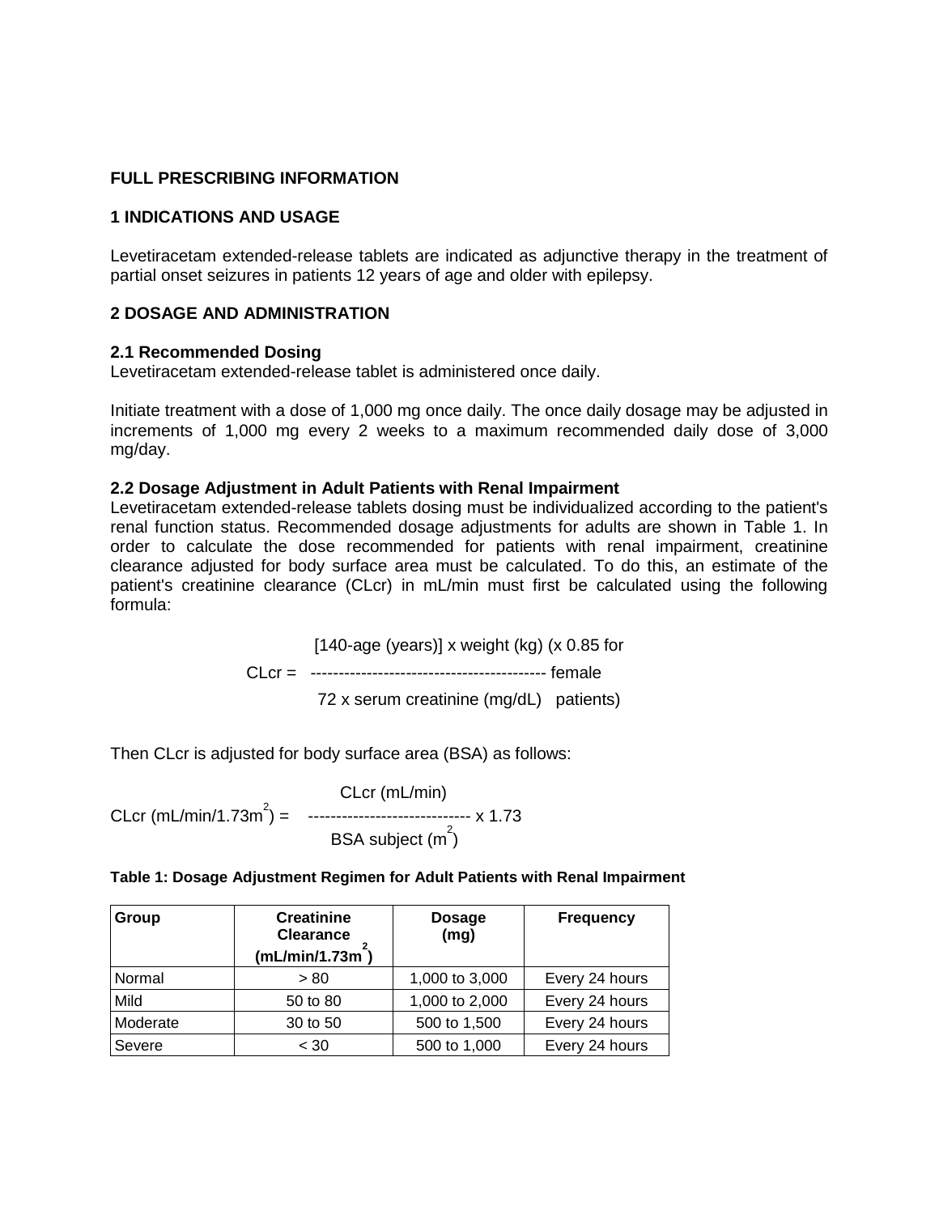# FULL PRESCRIBING INFORMATION

## 1 INDICATIONS AND USAGE

Levetiracetam extended-release tablets are indicated as adjunctive therapy in the treatment of partial onset seizures in patients 12 years of age and older with epilepsy.

## 2 DOSAGE AND ADMINISTRATION

### 2.1 Recommended Dosing

Levetiracetam extended-release tablet is administered once daily.

Initiate treatment with a dose of 1,000 mg once daily. The once daily dosage may be adjusted in increments of 1,000 mg every 2 weeks to a maximum recommended daily dose of 3,000 mg/day.

### 2.2 Dosage Adjustment in Adult Patients with Renal Impairment

Levetiracetam extended-release tablets dosing must be individualized according to the patient's renal function status. Recommended dosage adjustments for adults are shown in Table 1. In order to calculate the dose recommended for patients with renal impairment, creatinine clearance adjusted for body surface area must be calculated. To do this, an estimate of the patient's creatinine clearance (CLcr) in mL/min must first be calculated using the following formula:

$$\text{CLcr} = \frac{[140 - \text{age (years)}] \times \text{weight (kg)}}{72 \times \text{serum creatinine (mg/dL)}} \quad (\times\ 0.85 \text{ for female patients})$$

Then CLcr is adjusted for body surface area (BSA) as follows:

$$\text{CLcr (mL/min/1.73m}^2\text{)} = \frac{\text{CLcr (mL/min)}}{\text{BSA subject (m}^2\text{)}} \times 1.73$$

**Table 1: Dosage Adjustment Regimen for Adult Patients with Renal Impairment**

| Group | Creatinine Clearance (mL/min/1.73m$^2$) | Dosage (mg) | Frequency |
|---|---|---|---|
| Normal | > 80 | 1,000 to 3,000 | Every 24 hours |
| Mild | 50 to 80 | 1,000 to 2,000 | Every 24 hours |
| Moderate | 30 to 50 | 500 to 1,500 | Every 24 hours |
| Severe | < 30 | 500 to 1,000 | Every 24 hours |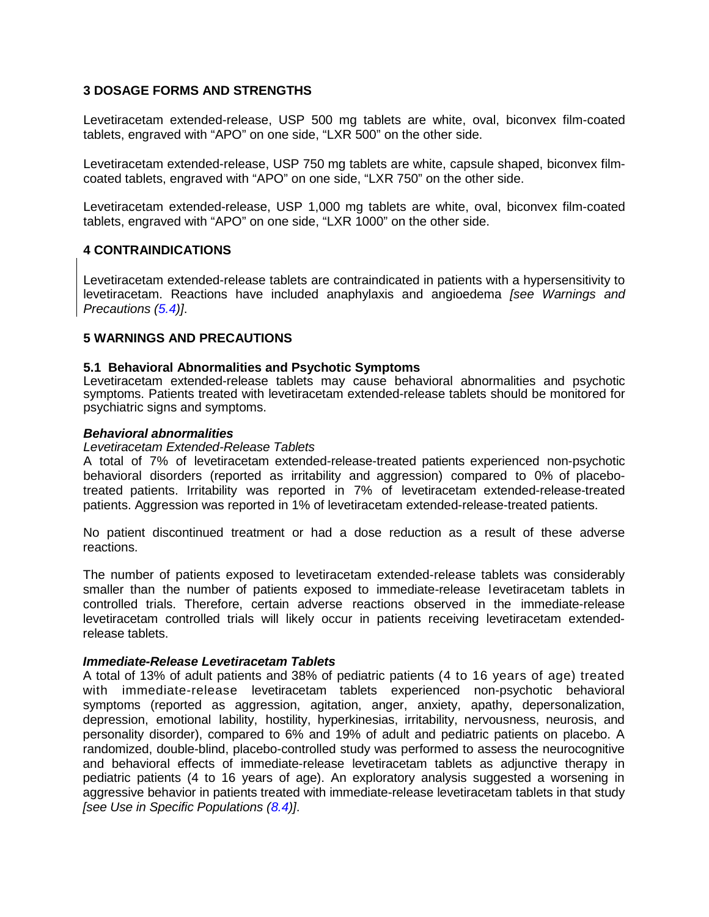## 3 DOSAGE FORMS AND STRENGTHS

Levetiracetam extended-release, USP 500 mg tablets are white, oval, biconvex film-coated tablets, engraved with "APO" on one side, "LXR 500" on the other side.

Levetiracetam extended-release, USP 750 mg tablets are white, capsule shaped, biconvex film-coated tablets, engraved with "APO" on one side, "LXR 750" on the other side.

Levetiracetam extended-release, USP 1,000 mg tablets are white, oval, biconvex film-coated tablets, engraved with "APO" on one side, "LXR 1000" on the other side.

## 4 CONTRAINDICATIONS

Levetiracetam extended-release tablets are contraindicated in patients with a hypersensitivity to levetiracetam. Reactions have included anaphylaxis and angioedema *[see Warnings and Precautions (5.4)]*.

## 5 WARNINGS AND PRECAUTIONS

### 5.1 Behavioral Abnormalities and Psychotic Symptoms

Levetiracetam extended-release tablets may cause behavioral abnormalities and psychotic symptoms. Patients treated with levetiracetam extended-release tablets should be monitored for psychiatric signs and symptoms.

***Behavioral abnormalities***

*Levetiracetam Extended-Release Tablets*

A total of 7% of levetiracetam extended-release-treated patients experienced non-psychotic behavioral disorders (reported as irritability and aggression) compared to 0% of placebo-treated patients. Irritability was reported in 7% of levetiracetam extended-release-treated patients. Aggression was reported in 1% of levetiracetam extended-release-treated patients.

No patient discontinued treatment or had a dose reduction as a result of these adverse reactions.

The number of patients exposed to levetiracetam extended-release tablets was considerably smaller than the number of patients exposed to immediate-release levetiracetam tablets in controlled trials. Therefore, certain adverse reactions observed in the immediate-release levetiracetam controlled trials will likely occur in patients receiving levetiracetam extended-release tablets.

***Immediate-Release Levetiracetam Tablets***

A total of 13% of adult patients and 38% of pediatric patients (4 to 16 years of age) treated with immediate-release levetiracetam tablets experienced non-psychotic behavioral symptoms (reported as aggression, agitation, anger, anxiety, apathy, depersonalization, depression, emotional lability, hostility, hyperkinesias, irritability, nervousness, neurosis, and personality disorder), compared to 6% and 19% of adult and pediatric patients on placebo. A randomized, double-blind, placebo-controlled study was performed to assess the neurocognitive and behavioral effects of immediate-release levetiracetam tablets as adjunctive therapy in pediatric patients (4 to 16 years of age). An exploratory analysis suggested a worsening in aggressive behavior in patients treated with immediate-release levetiracetam tablets in that study *[see Use in Specific Populations (8.4)]*.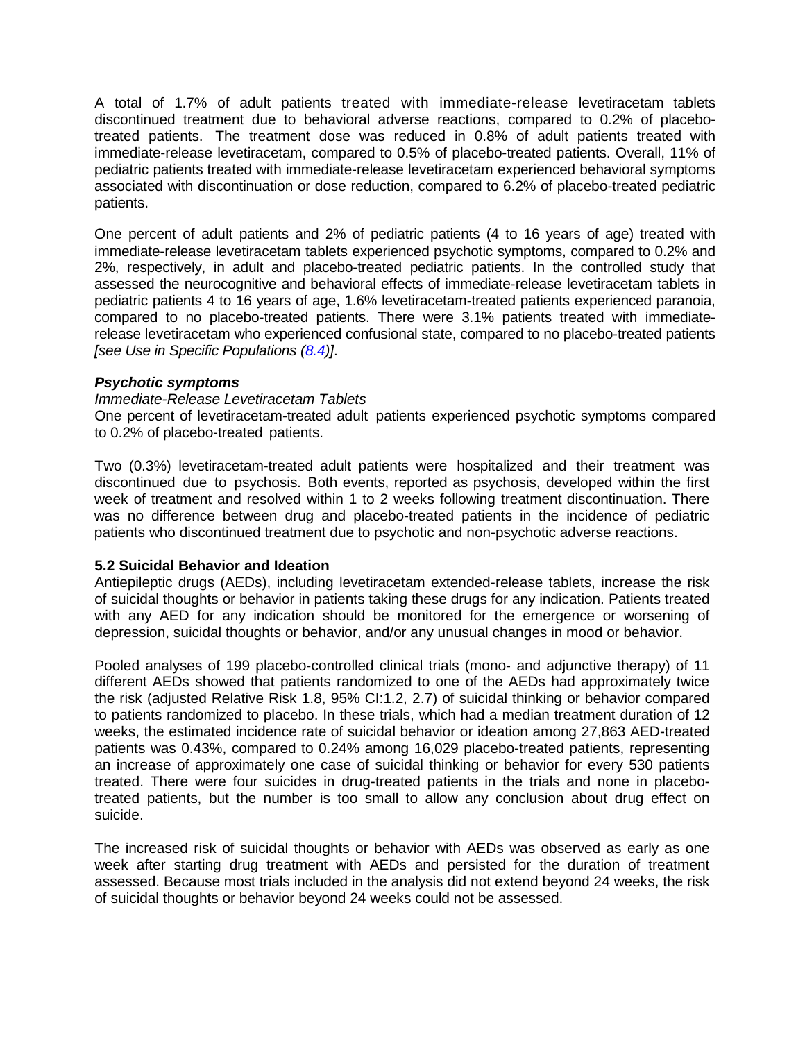A total of 1.7% of adult patients treated with immediate-release levetiracetam tablets discontinued treatment due to behavioral adverse reactions, compared to 0.2% of placebo-treated patients. The treatment dose was reduced in 0.8% of adult patients treated with immediate-release levetiracetam, compared to 0.5% of placebo-treated patients. Overall, 11% of pediatric patients treated with immediate-release levetiracetam experienced behavioral symptoms associated with discontinuation or dose reduction, compared to 6.2% of placebo-treated pediatric patients.

One percent of adult patients and 2% of pediatric patients (4 to 16 years of age) treated with immediate-release levetiracetam tablets experienced psychotic symptoms, compared to 0.2% and 2%, respectively, in adult and placebo-treated pediatric patients. In the controlled study that assessed the neurocognitive and behavioral effects of immediate-release levetiracetam tablets in pediatric patients 4 to 16 years of age, 1.6% levetiracetam-treated patients experienced paranoia, compared to no placebo-treated patients. There were 3.1% patients treated with immediate-release levetiracetam who experienced confusional state, compared to no placebo-treated patients *[see Use in Specific Populations (8.4)]*.

***Psychotic symptoms***

*Immediate-Release Levetiracetam Tablets*

One percent of levetiracetam-treated adult patients experienced psychotic symptoms compared to 0.2% of placebo-treated patients.

Two (0.3%) levetiracetam-treated adult patients were hospitalized and their treatment was discontinued due to psychosis. Both events, reported as psychosis, developed within the first week of treatment and resolved within 1 to 2 weeks following treatment discontinuation. There was no difference between drug and placebo-treated patients in the incidence of pediatric patients who discontinued treatment due to psychotic and non-psychotic adverse reactions.

**5.2 Suicidal Behavior and Ideation**

Antiepileptic drugs (AEDs), including levetiracetam extended-release tablets, increase the risk of suicidal thoughts or behavior in patients taking these drugs for any indication. Patients treated with any AED for any indication should be monitored for the emergence or worsening of depression, suicidal thoughts or behavior, and/or any unusual changes in mood or behavior.

Pooled analyses of 199 placebo-controlled clinical trials (mono- and adjunctive therapy) of 11 different AEDs showed that patients randomized to one of the AEDs had approximately twice the risk (adjusted Relative Risk 1.8, 95% CI:1.2, 2.7) of suicidal thinking or behavior compared to patients randomized to placebo. In these trials, which had a median treatment duration of 12 weeks, the estimated incidence rate of suicidal behavior or ideation among 27,863 AED-treated patients was 0.43%, compared to 0.24% among 16,029 placebo-treated patients, representing an increase of approximately one case of suicidal thinking or behavior for every 530 patients treated. There were four suicides in drug-treated patients in the trials and none in placebo-treated patients, but the number is too small to allow any conclusion about drug effect on suicide.

The increased risk of suicidal thoughts or behavior with AEDs was observed as early as one week after starting drug treatment with AEDs and persisted for the duration of treatment assessed. Because most trials included in the analysis did not extend beyond 24 weeks, the risk of suicidal thoughts or behavior beyond 24 weeks could not be assessed.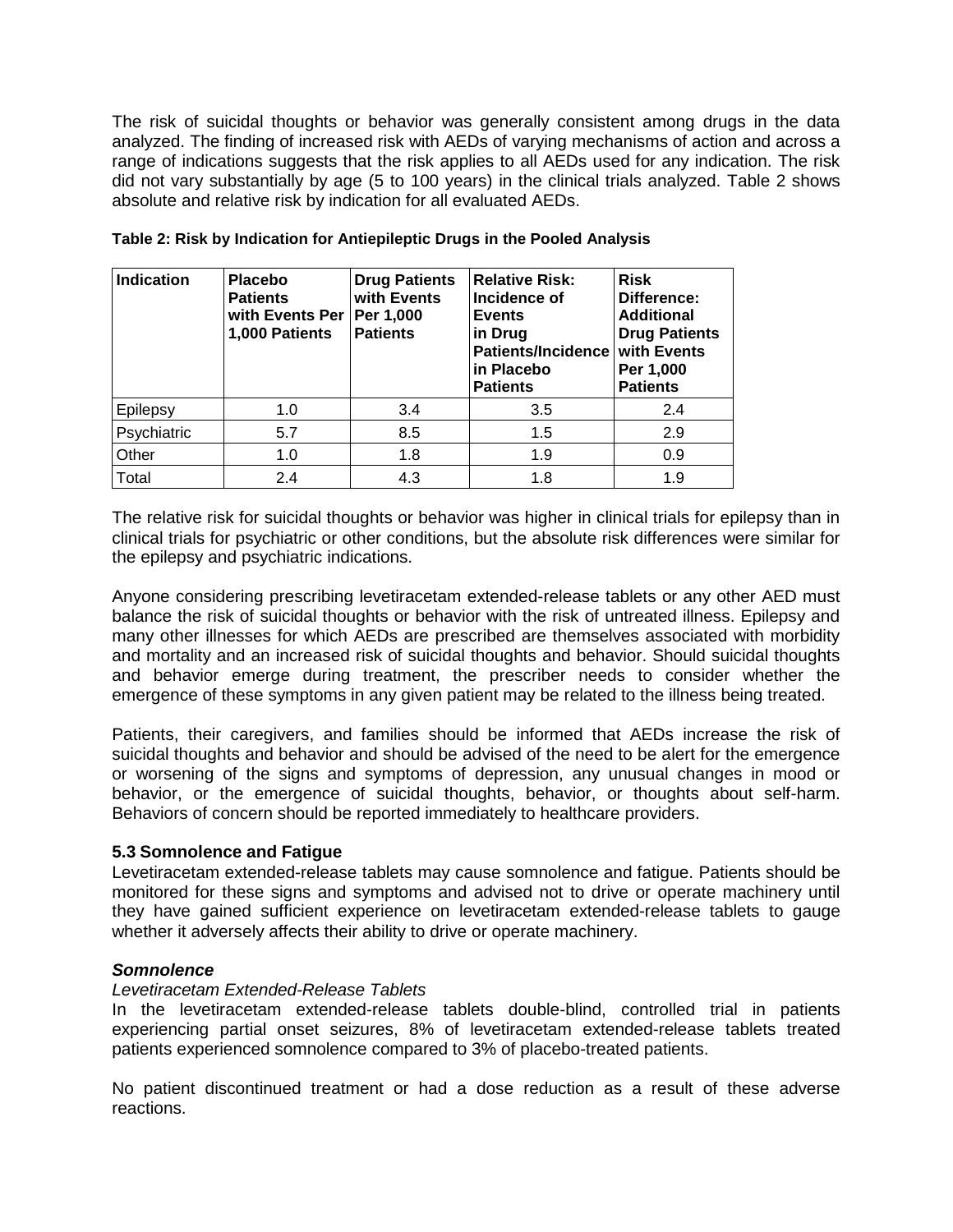The risk of suicidal thoughts or behavior was generally consistent among drugs in the data analyzed. The finding of increased risk with AEDs of varying mechanisms of action and across a range of indications suggests that the risk applies to all AEDs used for any indication. The risk did not vary substantially by age (5 to 100 years) in the clinical trials analyzed. Table 2 shows absolute and relative risk by indication for all evaluated AEDs.

**Table 2: Risk by Indication for Antiepileptic Drugs in the Pooled Analysis**

| Indication | Placebo Patients with Events Per 1,000 Patients | Drug Patients with Events Per 1,000 Patients | Relative Risk: Incidence of Events in Drug Patients/Incidence in Placebo Patients | Risk Difference: Additional Drug Patients with Events Per 1,000 Patients |
|---|---|---|---|---|
| Epilepsy | 1.0 | 3.4 | 3.5 | 2.4 |
| Psychiatric | 5.7 | 8.5 | 1.5 | 2.9 |
| Other | 1.0 | 1.8 | 1.9 | 0.9 |
| Total | 2.4 | 4.3 | 1.8 | 1.9 |

The relative risk for suicidal thoughts or behavior was higher in clinical trials for epilepsy than in clinical trials for psychiatric or other conditions, but the absolute risk differences were similar for the epilepsy and psychiatric indications.

Anyone considering prescribing levetiracetam extended-release tablets or any other AED must balance the risk of suicidal thoughts or behavior with the risk of untreated illness. Epilepsy and many other illnesses for which AEDs are prescribed are themselves associated with morbidity and mortality and an increased risk of suicidal thoughts and behavior. Should suicidal thoughts and behavior emerge during treatment, the prescriber needs to consider whether the emergence of these symptoms in any given patient may be related to the illness being treated.

Patients, their caregivers, and families should be informed that AEDs increase the risk of suicidal thoughts and behavior and should be advised of the need to be alert for the emergence or worsening of the signs and symptoms of depression, any unusual changes in mood or behavior, or the emergence of suicidal thoughts, behavior, or thoughts about self-harm. Behaviors of concern should be reported immediately to healthcare providers.

### 5.3 Somnolence and Fatigue

Levetiracetam extended-release tablets may cause somnolence and fatigue. Patients should be monitored for these signs and symptoms and advised not to drive or operate machinery until they have gained sufficient experience on levetiracetam extended-release tablets to gauge whether it adversely affects their ability to drive or operate machinery.

***Somnolence***

*Levetiracetam Extended-Release Tablets*

In the levetiracetam extended-release tablets double-blind, controlled trial in patients experiencing partial onset seizures, 8% of levetiracetam extended-release tablets treated patients experienced somnolence compared to 3% of placebo-treated patients.

No patient discontinued treatment or had a dose reduction as a result of these adverse reactions.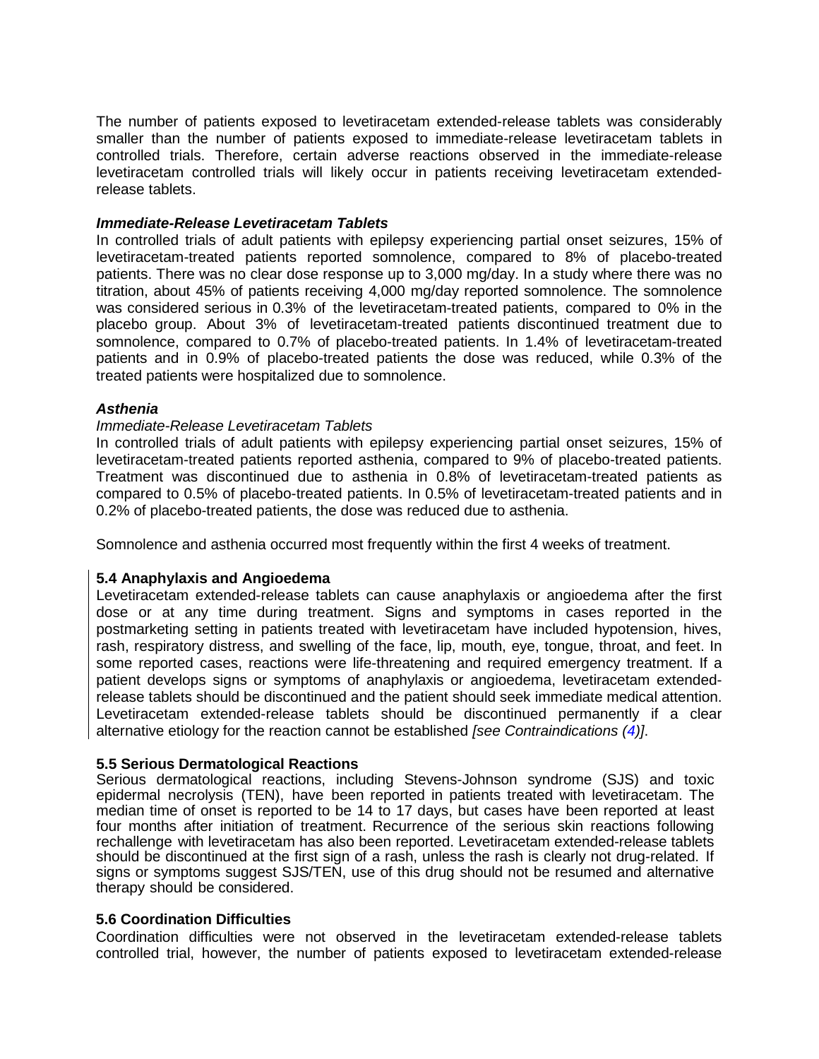The number of patients exposed to levetiracetam extended-release tablets was considerably smaller than the number of patients exposed to immediate-release levetiracetam tablets in controlled trials. Therefore, certain adverse reactions observed in the immediate-release levetiracetam controlled trials will likely occur in patients receiving levetiracetam extended-release tablets.

***Immediate-Release Levetiracetam Tablets***

In controlled trials of adult patients with epilepsy experiencing partial onset seizures, 15% of levetiracetam-treated patients reported somnolence, compared to 8% of placebo-treated patients. There was no clear dose response up to 3,000 mg/day. In a study where there was no titration, about 45% of patients receiving 4,000 mg/day reported somnolence. The somnolence was considered serious in 0.3% of the levetiracetam-treated patients, compared to 0% in the placebo group. About 3% of levetiracetam-treated patients discontinued treatment due to somnolence, compared to 0.7% of placebo-treated patients. In 1.4% of levetiracetam-treated patients and in 0.9% of placebo-treated patients the dose was reduced, while 0.3% of the treated patients were hospitalized due to somnolence.

***Asthenia***

*Immediate-Release Levetiracetam Tablets*

In controlled trials of adult patients with epilepsy experiencing partial onset seizures, 15% of levetiracetam-treated patients reported asthenia, compared to 9% of placebo-treated patients. Treatment was discontinued due to asthenia in 0.8% of levetiracetam-treated patients as compared to 0.5% of placebo-treated patients. In 0.5% of levetiracetam-treated patients and in 0.2% of placebo-treated patients, the dose was reduced due to asthenia.

Somnolence and asthenia occurred most frequently within the first 4 weeks of treatment.

### 5.4 Anaphylaxis and Angioedema

Levetiracetam extended-release tablets can cause anaphylaxis or angioedema after the first dose or at any time during treatment. Signs and symptoms in cases reported in the postmarketing setting in patients treated with levetiracetam have included hypotension, hives, rash, respiratory distress, and swelling of the face, lip, mouth, eye, tongue, throat, and feet. In some reported cases, reactions were life-threatening and required emergency treatment. If a patient develops signs or symptoms of anaphylaxis or angioedema, levetiracetam extended-release tablets should be discontinued and the patient should seek immediate medical attention. Levetiracetam extended-release tablets should be discontinued permanently if a clear alternative etiology for the reaction cannot be established *[see Contraindications (4)]*.

### 5.5 Serious Dermatological Reactions

Serious dermatological reactions, including Stevens-Johnson syndrome (SJS) and toxic epidermal necrolysis (TEN), have been reported in patients treated with levetiracetam. The median time of onset is reported to be 14 to 17 days, but cases have been reported at least four months after initiation of treatment. Recurrence of the serious skin reactions following rechallenge with levetiracetam has also been reported. Levetiracetam extended-release tablets should be discontinued at the first sign of a rash, unless the rash is clearly not drug-related. If signs or symptoms suggest SJS/TEN, use of this drug should not be resumed and alternative therapy should be considered.

### 5.6 Coordination Difficulties

Coordination difficulties were not observed in the levetiracetam extended-release tablets controlled trial, however, the number of patients exposed to levetiracetam extended-release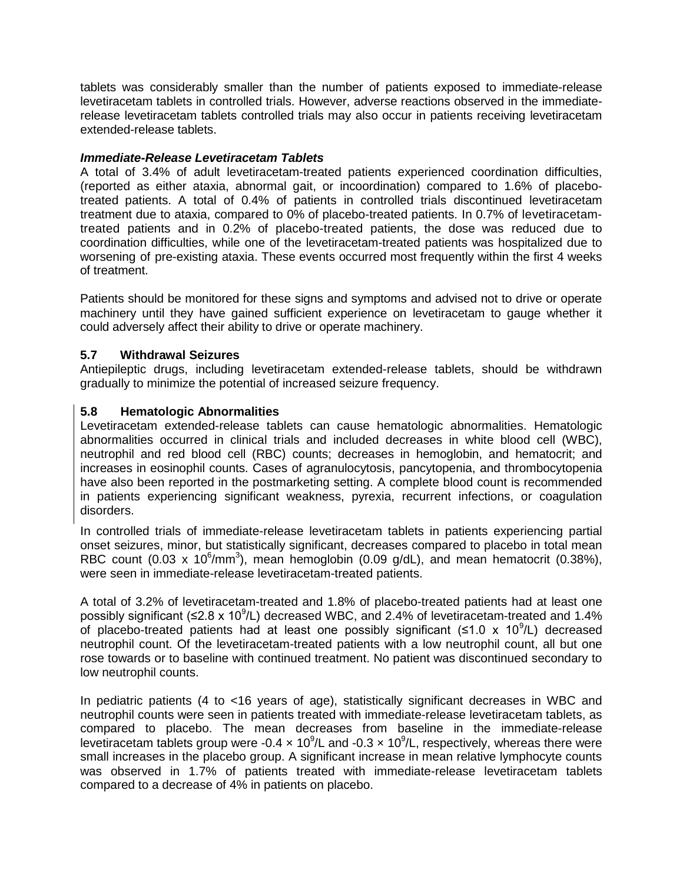tablets was considerably smaller than the number of patients exposed to immediate-release levetiracetam tablets in controlled trials. However, adverse reactions observed in the immediate-release levetiracetam tablets controlled trials may also occur in patients receiving levetiracetam extended-release tablets.

***Immediate-Release Levetiracetam Tablets***

A total of 3.4% of adult levetiracetam-treated patients experienced coordination difficulties, (reported as either ataxia, abnormal gait, or incoordination) compared to 1.6% of placebo-treated patients. A total of 0.4% of patients in controlled trials discontinued levetiracetam treatment due to ataxia, compared to 0% of placebo-treated patients. In 0.7% of levetiracetam-treated patients and in 0.2% of placebo-treated patients, the dose was reduced due to coordination difficulties, while one of the levetiracetam-treated patients was hospitalized due to worsening of pre-existing ataxia. These events occurred most frequently within the first 4 weeks of treatment.

Patients should be monitored for these signs and symptoms and advised not to drive or operate machinery until they have gained sufficient experience on levetiracetam to gauge whether it could adversely affect their ability to drive or operate machinery.

### 5.7 Withdrawal Seizures

Antiepileptic drugs, including levetiracetam extended-release tablets, should be withdrawn gradually to minimize the potential of increased seizure frequency.

### 5.8 Hematologic Abnormalities

Levetiracetam extended-release tablets can cause hematologic abnormalities. Hematologic abnormalities occurred in clinical trials and included decreases in white blood cell (WBC), neutrophil and red blood cell (RBC) counts; decreases in hemoglobin, and hematocrit; and increases in eosinophil counts. Cases of agranulocytosis, pancytopenia, and thrombocytopenia have also been reported in the postmarketing setting. A complete blood count is recommended in patients experiencing significant weakness, pyrexia, recurrent infections, or coagulation disorders.

In controlled trials of immediate-release levetiracetam tablets in patients experiencing partial onset seizures, minor, but statistically significant, decreases compared to placebo in total mean RBC count ($0.03 \times 10^6/mm^3$), mean hemoglobin (0.09 g/dL), and mean hematocrit (0.38%), were seen in immediate-release levetiracetam-treated patients.

A total of 3.2% of levetiracetam-treated and 1.8% of placebo-treated patients had at least one possibly significant ($\leq 2.8 \times 10^9/L$) decreased WBC, and 2.4% of levetiracetam-treated and 1.4% of placebo-treated patients had at least one possibly significant ($\leq 1.0 \times 10^9/L$) decreased neutrophil count. Of the levetiracetam-treated patients with a low neutrophil count, all but one rose towards or to baseline with continued treatment. No patient was discontinued secondary to low neutrophil counts.

In pediatric patients (4 to <16 years of age), statistically significant decreases in WBC and neutrophil counts were seen in patients treated with immediate-release levetiracetam tablets, as compared to placebo. The mean decreases from baseline in the immediate-release levetiracetam tablets group were $-0.4 \times 10^9/L$ and $-0.3 \times 10^9/L$, respectively, whereas there were small increases in the placebo group. A significant increase in mean relative lymphocyte counts was observed in 1.7% of patients treated with immediate-release levetiracetam tablets compared to a decrease of 4% in patients on placebo.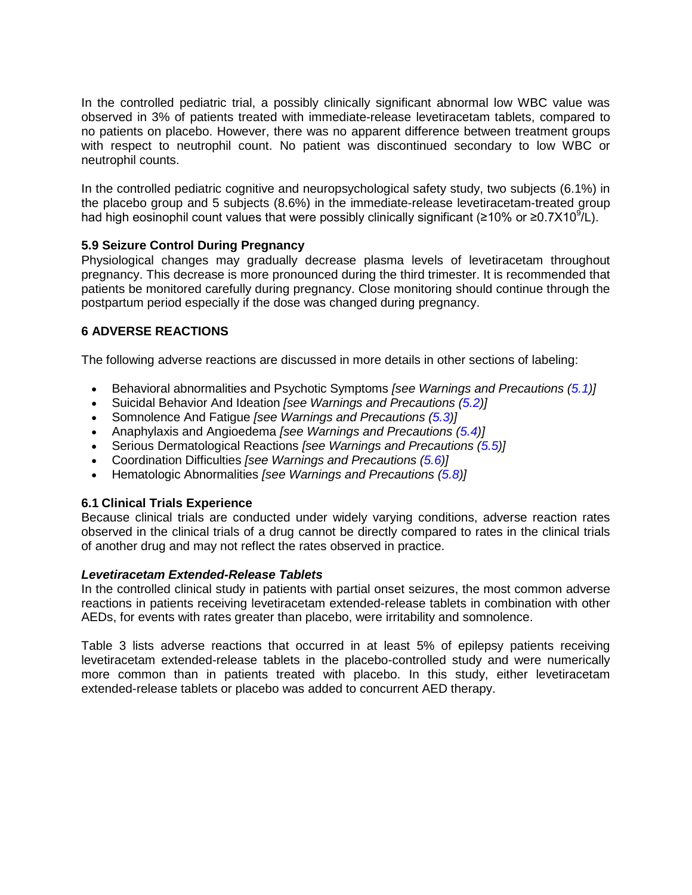In the controlled pediatric trial, a possibly clinically significant abnormal low WBC value was observed in 3% of patients treated with immediate-release levetiracetam tablets, compared to no patients on placebo. However, there was no apparent difference between treatment groups with respect to neutrophil count. No patient was discontinued secondary to low WBC or neutrophil counts.

In the controlled pediatric cognitive and neuropsychological safety study, two subjects (6.1%) in the placebo group and 5 subjects (8.6%) in the immediate-release levetiracetam-treated group had high eosinophil count values that were possibly clinically significant (≥10% or ≥$0.7X10^9$/L).

### 5.9 Seizure Control During Pregnancy

Physiological changes may gradually decrease plasma levels of levetiracetam throughout pregnancy. This decrease is more pronounced during the third trimester. It is recommended that patients be monitored carefully during pregnancy. Close monitoring should continue through the postpartum period especially if the dose was changed during pregnancy.

## 6 ADVERSE REACTIONS

The following adverse reactions are discussed in more details in other sections of labeling:

- Behavioral abnormalities and Psychotic Symptoms *[see Warnings and Precautions (5.1)]*
- Suicidal Behavior And Ideation *[see Warnings and Precautions (5.2)]*
- Somnolence And Fatigue *[see Warnings and Precautions (5.3)]*
- Anaphylaxis and Angioedema *[see Warnings and Precautions (5.4)]*
- Serious Dermatological Reactions *[see Warnings and Precautions (5.5)]*
- Coordination Difficulties *[see Warnings and Precautions (5.6)]*
- Hematologic Abnormalities *[see Warnings and Precautions (5.8)]*

### 6.1 Clinical Trials Experience

Because clinical trials are conducted under widely varying conditions, adverse reaction rates observed in the clinical trials of a drug cannot be directly compared to rates in the clinical trials of another drug and may not reflect the rates observed in practice.

***Levetiracetam Extended-Release Tablets***

In the controlled clinical study in patients with partial onset seizures, the most common adverse reactions in patients receiving levetiracetam extended-release tablets in combination with other AEDs, for events with rates greater than placebo, were irritability and somnolence.

Table 3 lists adverse reactions that occurred in at least 5% of epilepsy patients receiving levetiracetam extended-release tablets in the placebo-controlled study and were numerically more common than in patients treated with placebo. In this study, either levetiracetam extended-release tablets or placebo was added to concurrent AED therapy.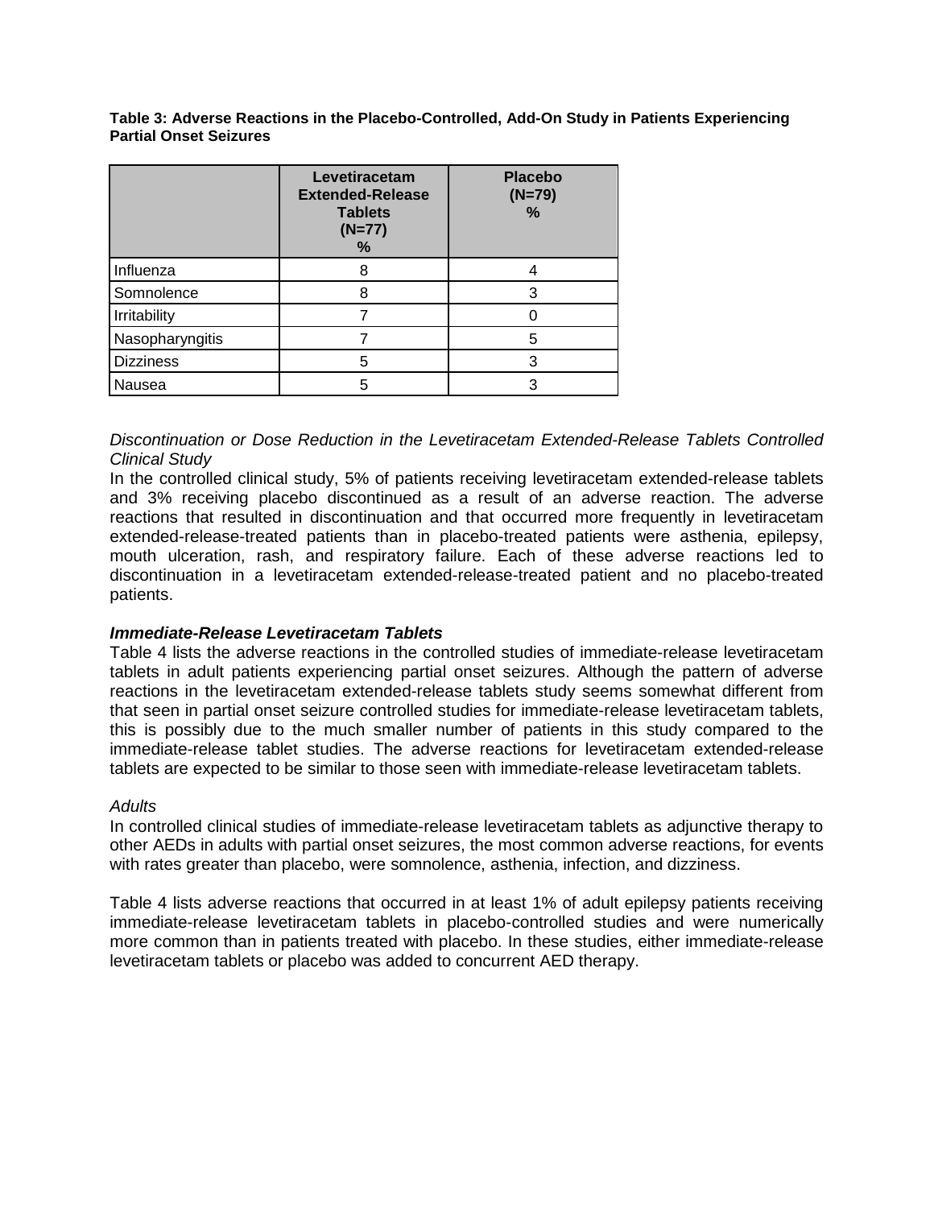**Table 3: Adverse Reactions in the Placebo-Controlled, Add-On Study in Patients Experiencing Partial Onset Seizures**

| | Levetiracetam Extended-Release Tablets (N=77) % | Placebo (N=79) % |
|---|---|---|
| Influenza | 8 | 4 |
| Somnolence | 8 | 3 |
| Irritability | 7 | 0 |
| Nasopharyngitis | 7 | 5 |
| Dizziness | 5 | 3 |
| Nausea | 5 | 3 |

*Discontinuation or Dose Reduction in the Levetiracetam Extended-Release Tablets Controlled Clinical Study*

In the controlled clinical study, 5% of patients receiving levetiracetam extended-release tablets and 3% receiving placebo discontinued as a result of an adverse reaction. The adverse reactions that resulted in discontinuation and that occurred more frequently in levetiracetam extended-release-treated patients than in placebo-treated patients were asthenia, epilepsy, mouth ulceration, rash, and respiratory failure. Each of these adverse reactions led to discontinuation in a levetiracetam extended-release-treated patient and no placebo-treated patients.

***Immediate-Release Levetiracetam Tablets***

Table 4 lists the adverse reactions in the controlled studies of immediate-release levetiracetam tablets in adult patients experiencing partial onset seizures. Although the pattern of adverse reactions in the levetiracetam extended-release tablets study seems somewhat different from that seen in partial onset seizure controlled studies for immediate-release levetiracetam tablets, this is possibly due to the much smaller number of patients in this study compared to the immediate-release tablet studies. The adverse reactions for levetiracetam extended-release tablets are expected to be similar to those seen with immediate-release levetiracetam tablets.

*Adults*

In controlled clinical studies of immediate-release levetiracetam tablets as adjunctive therapy to other AEDs in adults with partial onset seizures, the most common adverse reactions, for events with rates greater than placebo, were somnolence, asthenia, infection, and dizziness.

Table 4 lists adverse reactions that occurred in at least 1% of adult epilepsy patients receiving immediate-release levetiracetam tablets in placebo-controlled studies and were numerically more common than in patients treated with placebo. In these studies, either immediate-release levetiracetam tablets or placebo was added to concurrent AED therapy.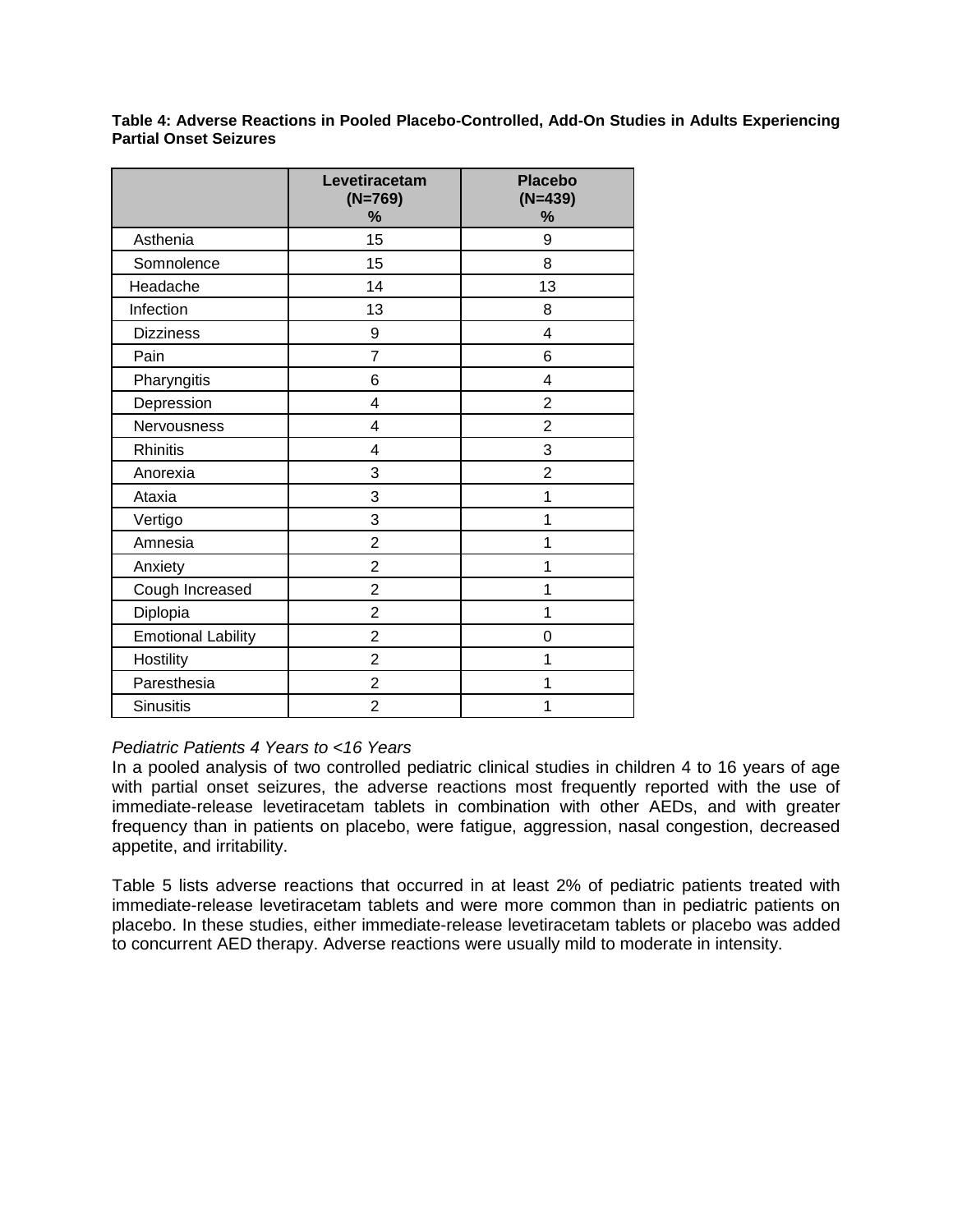**Table 4: Adverse Reactions in Pooled Placebo-Controlled, Add-On Studies in Adults Experiencing Partial Onset Seizures**

| | Levetiracetam (N=769) % | Placebo (N=439) % |
|---|---|---|
| Asthenia | 15 | 9 |
| Somnolence | 15 | 8 |
| Headache | 14 | 13 |
| Infection | 13 | 8 |
| Dizziness | 9 | 4 |
| Pain | 7 | 6 |
| Pharyngitis | 6 | 4 |
| Depression | 4 | 2 |
| Nervousness | 4 | 2 |
| Rhinitis | 4 | 3 |
| Anorexia | 3 | 2 |
| Ataxia | 3 | 1 |
| Vertigo | 3 | 1 |
| Amnesia | 2 | 1 |
| Anxiety | 2 | 1 |
| Cough Increased | 2 | 1 |
| Diplopia | 2 | 1 |
| Emotional Lability | 2 | 0 |
| Hostility | 2 | 1 |
| Paresthesia | 2 | 1 |
| Sinusitis | 2 | 1 |

*Pediatric Patients 4 Years to <16 Years*

In a pooled analysis of two controlled pediatric clinical studies in children 4 to 16 years of age with partial onset seizures, the adverse reactions most frequently reported with the use of immediate-release levetiracetam tablets in combination with other AEDs, and with greater frequency than in patients on placebo, were fatigue, aggression, nasal congestion, decreased appetite, and irritability.

Table 5 lists adverse reactions that occurred in at least 2% of pediatric patients treated with immediate-release levetiracetam tablets and were more common than in pediatric patients on placebo. In these studies, either immediate-release levetiracetam tablets or placebo was added to concurrent AED therapy. Adverse reactions were usually mild to moderate in intensity.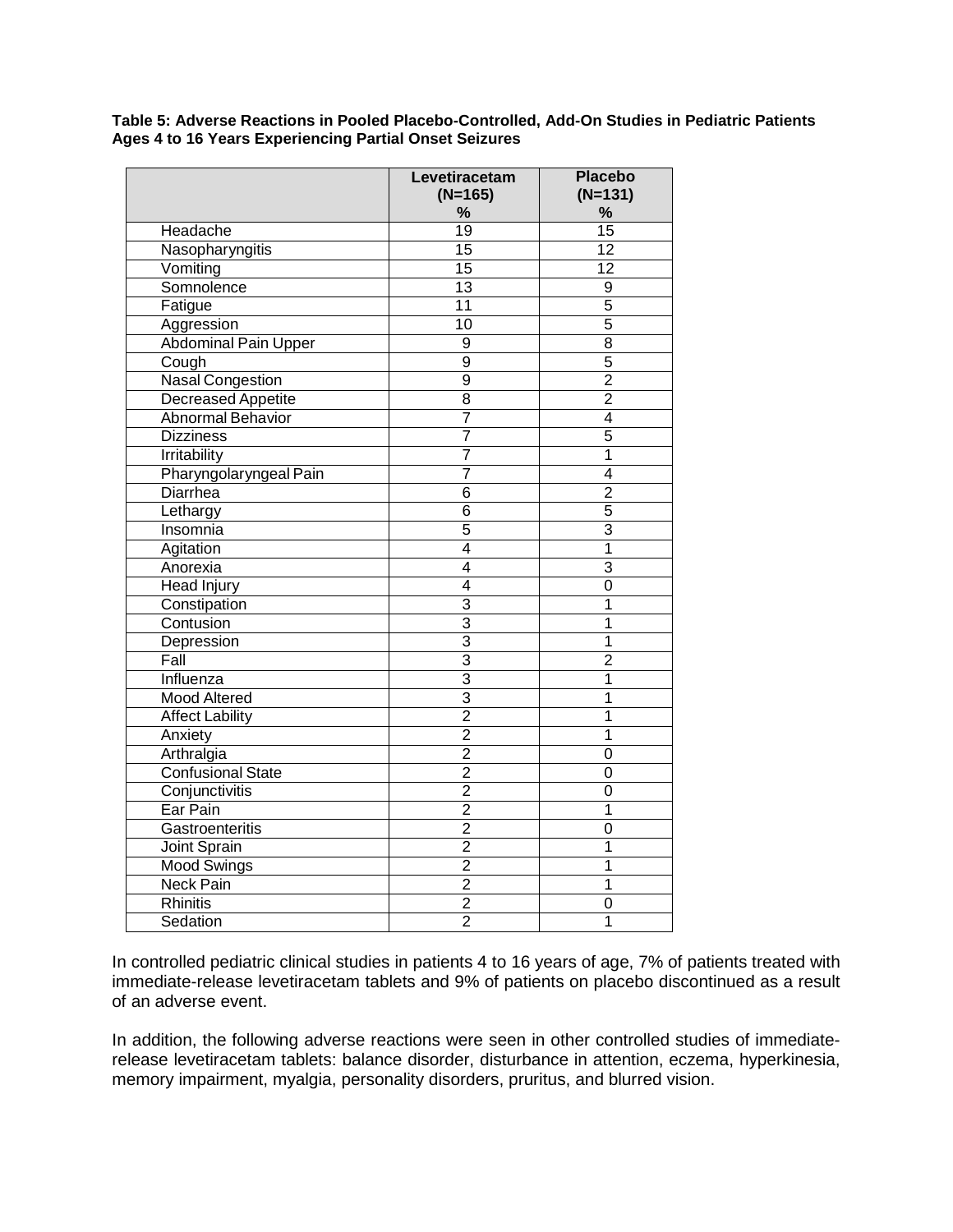**Table 5: Adverse Reactions in Pooled Placebo-Controlled, Add-On Studies in Pediatric Patients Ages 4 to 16 Years Experiencing Partial Onset Seizures**

| | Levetiracetam (N=165) % | Placebo (N=131) % |
|---|---|---|
| Headache | 19 | 15 |
| Nasopharyngitis | 15 | 12 |
| Vomiting | 15 | 12 |
| Somnolence | 13 | 9 |
| Fatigue | 11 | 5 |
| Aggression | 10 | 5 |
| Abdominal Pain Upper | 9 | 8 |
| Cough | 9 | 5 |
| Nasal Congestion | 9 | 2 |
| Decreased Appetite | 8 | 2 |
| Abnormal Behavior | 7 | 4 |
| Dizziness | 7 | 5 |
| Irritability | 7 | 1 |
| Pharyngolaryngeal Pain | 7 | 4 |
| Diarrhea | 6 | 2 |
| Lethargy | 6 | 5 |
| Insomnia | 5 | 3 |
| Agitation | 4 | 1 |
| Anorexia | 4 | 3 |
| Head Injury | 4 | 0 |
| Constipation | 3 | 1 |
| Contusion | 3 | 1 |
| Depression | 3 | 1 |
| Fall | 3 | 2 |
| Influenza | 3 | 1 |
| Mood Altered | 3 | 1 |
| Affect Lability | 2 | 1 |
| Anxiety | 2 | 1 |
| Arthralgia | 2 | 0 |
| Confusional State | 2 | 0 |
| Conjunctivitis | 2 | 0 |
| Ear Pain | 2 | 1 |
| Gastroenteritis | 2 | 0 |
| Joint Sprain | 2 | 1 |
| Mood Swings | 2 | 1 |
| Neck Pain | 2 | 1 |
| Rhinitis | 2 | 0 |
| Sedation | 2 | 1 |

In controlled pediatric clinical studies in patients 4 to 16 years of age, 7% of patients treated with immediate-release levetiracetam tablets and 9% of patients on placebo discontinued as a result of an adverse event.

In addition, the following adverse reactions were seen in other controlled studies of immediate-release levetiracetam tablets: balance disorder, disturbance in attention, eczema, hyperkinesia, memory impairment, myalgia, personality disorders, pruritus, and blurred vision.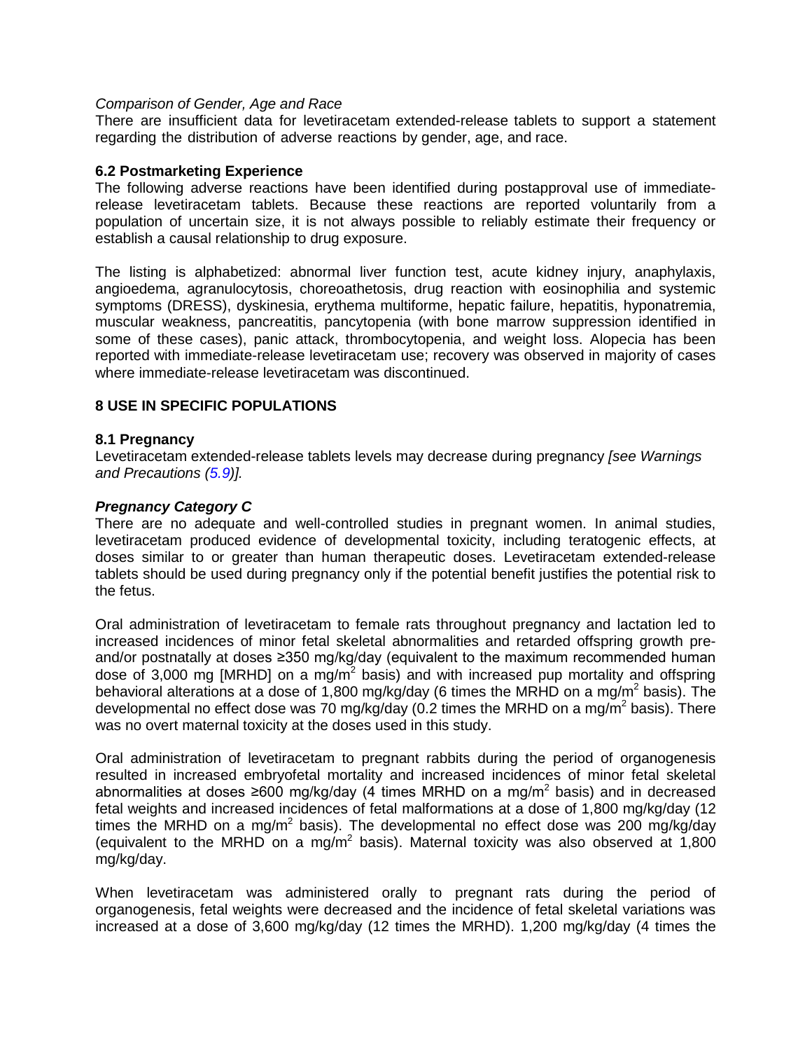*Comparison of Gender, Age and Race*

There are insufficient data for levetiracetam extended-release tablets to support a statement regarding the distribution of adverse reactions by gender, age, and race.

### 6.2 Postmarketing Experience

The following adverse reactions have been identified during postapproval use of immediate-release levetiracetam tablets. Because these reactions are reported voluntarily from a population of uncertain size, it is not always possible to reliably estimate their frequency or establish a causal relationship to drug exposure.

The listing is alphabetized: abnormal liver function test, acute kidney injury, anaphylaxis, angioedema, agranulocytosis, choreoathetosis, drug reaction with eosinophilia and systemic symptoms (DRESS), dyskinesia, erythema multiforme, hepatic failure, hepatitis, hyponatremia, muscular weakness, pancreatitis, pancytopenia (with bone marrow suppression identified in some of these cases), panic attack, thrombocytopenia, and weight loss. Alopecia has been reported with immediate-release levetiracetam use; recovery was observed in majority of cases where immediate-release levetiracetam was discontinued.

## 8 USE IN SPECIFIC POPULATIONS

### 8.1 Pregnancy

Levetiracetam extended-release tablets levels may decrease during pregnancy *[see Warnings and Precautions (5.9)].*

***Pregnancy Category C***

There are no adequate and well-controlled studies in pregnant women. In animal studies, levetiracetam produced evidence of developmental toxicity, including teratogenic effects, at doses similar to or greater than human therapeutic doses. Levetiracetam extended-release tablets should be used during pregnancy only if the potential benefit justifies the potential risk to the fetus.

Oral administration of levetiracetam to female rats throughout pregnancy and lactation led to increased incidences of minor fetal skeletal abnormalities and retarded offspring growth pre- and/or postnatally at doses ≥350 mg/kg/day (equivalent to the maximum recommended human dose of 3,000 mg [MRHD] on a mg/$m^2$ basis) and with increased pup mortality and offspring behavioral alterations at a dose of 1,800 mg/kg/day (6 times the MRHD on a mg/$m^2$ basis). The developmental no effect dose was 70 mg/kg/day (0.2 times the MRHD on a mg/$m^2$ basis). There was no overt maternal toxicity at the doses used in this study.

Oral administration of levetiracetam to pregnant rabbits during the period of organogenesis resulted in increased embryofetal mortality and increased incidences of minor fetal skeletal abnormalities at doses ≥600 mg/kg/day (4 times MRHD on a mg/$m^2$ basis) and in decreased fetal weights and increased incidences of fetal malformations at a dose of 1,800 mg/kg/day (12 times the MRHD on a mg/$m^2$ basis). The developmental no effect dose was 200 mg/kg/day (equivalent to the MRHD on a mg/$m^2$ basis). Maternal toxicity was also observed at 1,800 mg/kg/day.

When levetiracetam was administered orally to pregnant rats during the period of organogenesis, fetal weights were decreased and the incidence of fetal skeletal variations was increased at a dose of 3,600 mg/kg/day (12 times the MRHD). 1,200 mg/kg/day (4 times the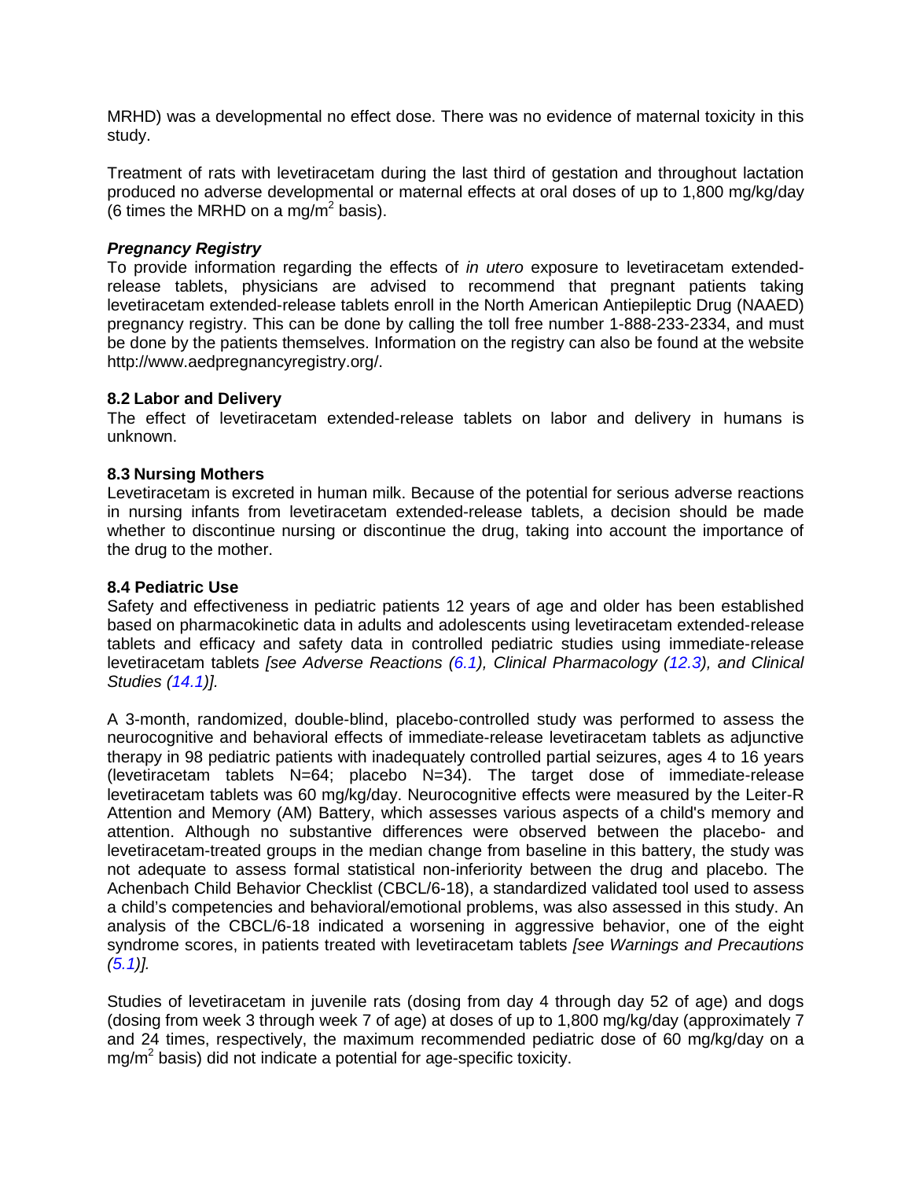MRHD) was a developmental no effect dose. There was no evidence of maternal toxicity in this study.

Treatment of rats with levetiracetam during the last third of gestation and throughout lactation produced no adverse developmental or maternal effects at oral doses of up to 1,800 mg/kg/day (6 times the MRHD on a mg/m$^2$ basis).

***Pregnancy Registry***

To provide information regarding the effects of *in utero* exposure to levetiracetam extended-release tablets, physicians are advised to recommend that pregnant patients taking levetiracetam extended-release tablets enroll in the North American Antiepileptic Drug (NAAED) pregnancy registry. This can be done by calling the toll free number 1-888-233-2334, and must be done by the patients themselves. Information on the registry can also be found at the website http://www.aedpregnancyregistry.org/.

**8.2 Labor and Delivery**

The effect of levetiracetam extended-release tablets on labor and delivery in humans is unknown.

**8.3 Nursing Mothers**

Levetiracetam is excreted in human milk. Because of the potential for serious adverse reactions in nursing infants from levetiracetam extended-release tablets, a decision should be made whether to discontinue nursing or discontinue the drug, taking into account the importance of the drug to the mother.

**8.4 Pediatric Use**

Safety and effectiveness in pediatric patients 12 years of age and older has been established based on pharmacokinetic data in adults and adolescents using levetiracetam extended-release tablets and efficacy and safety data in controlled pediatric studies using immediate-release levetiracetam tablets *[see Adverse Reactions (6.1), Clinical Pharmacology (12.3), and Clinical Studies (14.1)].*

A 3-month, randomized, double-blind, placebo-controlled study was performed to assess the neurocognitive and behavioral effects of immediate-release levetiracetam tablets as adjunctive therapy in 98 pediatric patients with inadequately controlled partial seizures, ages 4 to 16 years (levetiracetam tablets N=64; placebo N=34). The target dose of immediate-release levetiracetam tablets was 60 mg/kg/day. Neurocognitive effects were measured by the Leiter-R Attention and Memory (AM) Battery, which assesses various aspects of a child's memory and attention. Although no substantive differences were observed between the placebo- and levetiracetam-treated groups in the median change from baseline in this battery, the study was not adequate to assess formal statistical non-inferiority between the drug and placebo. The Achenbach Child Behavior Checklist (CBCL/6-18), a standardized validated tool used to assess a child's competencies and behavioral/emotional problems, was also assessed in this study. An analysis of the CBCL/6-18 indicated a worsening in aggressive behavior, one of the eight syndrome scores, in patients treated with levetiracetam tablets *[see Warnings and Precautions (5.1)].*

Studies of levetiracetam in juvenile rats (dosing from day 4 through day 52 of age) and dogs (dosing from week 3 through week 7 of age) at doses of up to 1,800 mg/kg/day (approximately 7 and 24 times, respectively, the maximum recommended pediatric dose of 60 mg/kg/day on a mg/m$^2$ basis) did not indicate a potential for age-specific toxicity.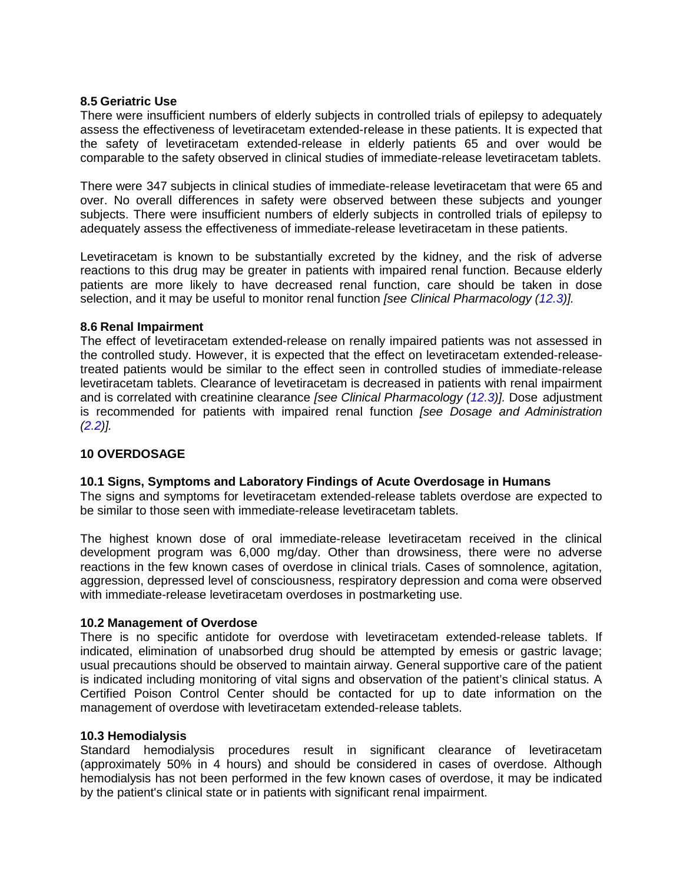### 8.5 Geriatric Use

There were insufficient numbers of elderly subjects in controlled trials of epilepsy to adequately assess the effectiveness of levetiracetam extended-release in these patients. It is expected that the safety of levetiracetam extended-release in elderly patients 65 and over would be comparable to the safety observed in clinical studies of immediate-release levetiracetam tablets.

There were 347 subjects in clinical studies of immediate-release levetiracetam that were 65 and over. No overall differences in safety were observed between these subjects and younger subjects. There were insufficient numbers of elderly subjects in controlled trials of epilepsy to adequately assess the effectiveness of immediate-release levetiracetam in these patients.

Levetiracetam is known to be substantially excreted by the kidney, and the risk of adverse reactions to this drug may be greater in patients with impaired renal function. Because elderly patients are more likely to have decreased renal function, care should be taken in dose selection, and it may be useful to monitor renal function *[see Clinical Pharmacology (12.3)]*.

### 8.6 Renal Impairment

The effect of levetiracetam extended-release on renally impaired patients was not assessed in the controlled study. However, it is expected that the effect on levetiracetam extended-release-treated patients would be similar to the effect seen in controlled studies of immediate-release levetiracetam tablets. Clearance of levetiracetam is decreased in patients with renal impairment and is correlated with creatinine clearance *[see Clinical Pharmacology (12.3)]*. Dose adjustment is recommended for patients with impaired renal function *[see Dosage and Administration (2.2)]*.

## 10 OVERDOSAGE

### 10.1 Signs, Symptoms and Laboratory Findings of Acute Overdosage in Humans

The signs and symptoms for levetiracetam extended-release tablets overdose are expected to be similar to those seen with immediate-release levetiracetam tablets.

The highest known dose of oral immediate-release levetiracetam received in the clinical development program was 6,000 mg/day. Other than drowsiness, there were no adverse reactions in the few known cases of overdose in clinical trials. Cases of somnolence, agitation, aggression, depressed level of consciousness, respiratory depression and coma were observed with immediate-release levetiracetam overdoses in postmarketing use.

### 10.2 Management of Overdose

There is no specific antidote for overdose with levetiracetam extended-release tablets. If indicated, elimination of unabsorbed drug should be attempted by emesis or gastric lavage; usual precautions should be observed to maintain airway. General supportive care of the patient is indicated including monitoring of vital signs and observation of the patient's clinical status. A Certified Poison Control Center should be contacted for up to date information on the management of overdose with levetiracetam extended-release tablets.

### 10.3 Hemodialysis

Standard hemodialysis procedures result in significant clearance of levetiracetam (approximately 50% in 4 hours) and should be considered in cases of overdose. Although hemodialysis has not been performed in the few known cases of overdose, it may be indicated by the patient's clinical state or in patients with significant renal impairment.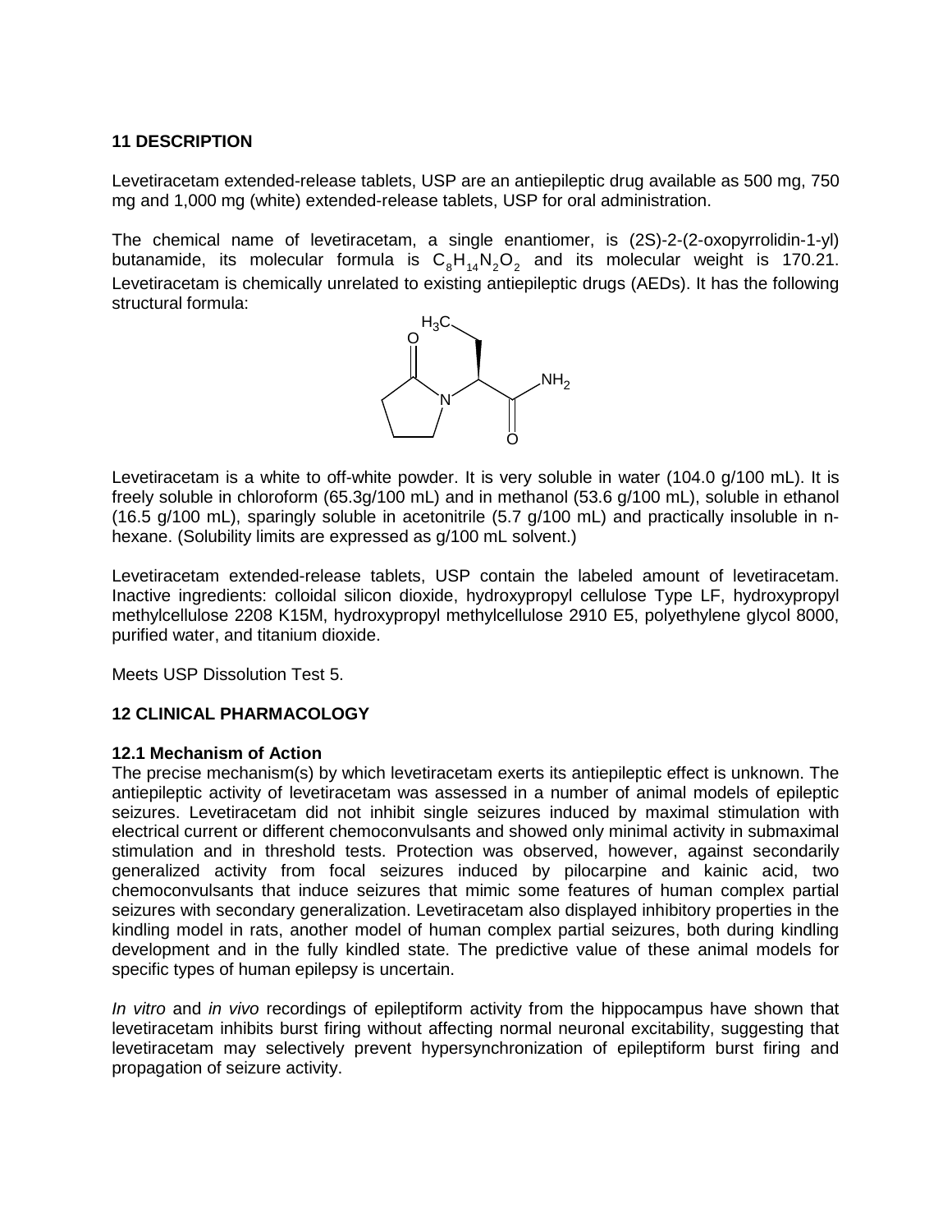## 11 DESCRIPTION

Levetiracetam extended-release tablets, USP are an antiepileptic drug available as 500 mg, 750 mg and 1,000 mg (white) extended-release tablets, USP for oral administration.

The chemical name of levetiracetam, a single enantiomer, is (2S)-2-(2-oxopyrrolidin-1-yl) butanamide, its molecular formula is $C_8H_{14}N_2O_2$ and its molecular weight is 170.21. Levetiracetam is chemically unrelated to existing antiepileptic drugs (AEDs). It has the following structural formula:

Levetiracetam is a white to off-white powder. It is very soluble in water (104.0 g/100 mL). It is freely soluble in chloroform (65.3g/100 mL) and in methanol (53.6 g/100 mL), soluble in ethanol (16.5 g/100 mL), sparingly soluble in acetonitrile (5.7 g/100 mL) and practically insoluble in n-hexane. (Solubility limits are expressed as g/100 mL solvent.)

Levetiracetam extended-release tablets, USP contain the labeled amount of levetiracetam. Inactive ingredients: colloidal silicon dioxide, hydroxypropyl cellulose Type LF, hydroxypropyl methylcellulose 2208 K15M, hydroxypropyl methylcellulose 2910 E5, polyethylene glycol 8000, purified water, and titanium dioxide.

Meets USP Dissolution Test 5.

## 12 CLINICAL PHARMACOLOGY

### 12.1 Mechanism of Action

The precise mechanism(s) by which levetiracetam exerts its antiepileptic effect is unknown. The antiepileptic activity of levetiracetam was assessed in a number of animal models of epileptic seizures. Levetiracetam did not inhibit single seizures induced by maximal stimulation with electrical current or different chemoconvulsants and showed only minimal activity in submaximal stimulation and in threshold tests. Protection was observed, however, against secondarily generalized activity from focal seizures induced by pilocarpine and kainic acid, two chemoconvulsants that induce seizures that mimic some features of human complex partial seizures with secondary generalization. Levetiracetam also displayed inhibitory properties in the kindling model in rats, another model of human complex partial seizures, both during kindling development and in the fully kindled state. The predictive value of these animal models for specific types of human epilepsy is uncertain.

*In vitro* and *in vivo* recordings of epileptiform activity from the hippocampus have shown that levetiracetam inhibits burst firing without affecting normal neuronal excitability, suggesting that levetiracetam may selectively prevent hypersynchronization of epileptiform burst firing and propagation of seizure activity.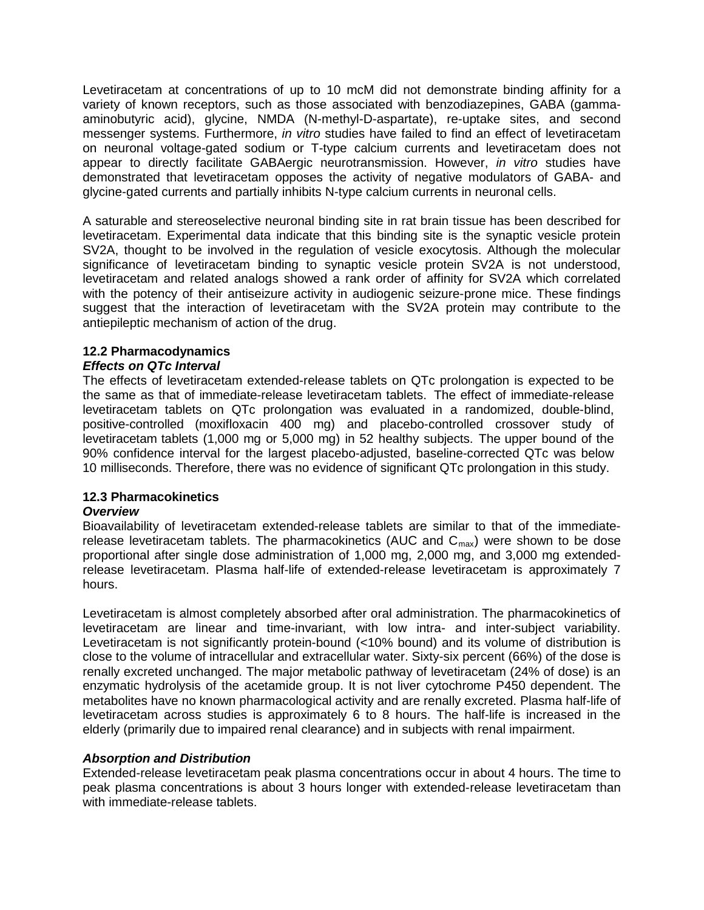Levetiracetam at concentrations of up to 10 mcM did not demonstrate binding affinity for a variety of known receptors, such as those associated with benzodiazepines, GABA (gamma-aminobutyric acid), glycine, NMDA (N-methyl-D-aspartate), re-uptake sites, and second messenger systems. Furthermore, *in vitro* studies have failed to find an effect of levetiracetam on neuronal voltage-gated sodium or T-type calcium currents and levetiracetam does not appear to directly facilitate GABAergic neurotransmission. However, *in vitro* studies have demonstrated that levetiracetam opposes the activity of negative modulators of GABA- and glycine-gated currents and partially inhibits N-type calcium currents in neuronal cells.

A saturable and stereoselective neuronal binding site in rat brain tissue has been described for levetiracetam. Experimental data indicate that this binding site is the synaptic vesicle protein SV2A, thought to be involved in the regulation of vesicle exocytosis. Although the molecular significance of levetiracetam binding to synaptic vesicle protein SV2A is not understood, levetiracetam and related analogs showed a rank order of affinity for SV2A which correlated with the potency of their antiseizure activity in audiogenic seizure-prone mice. These findings suggest that the interaction of levetiracetam with the SV2A protein may contribute to the antiepileptic mechanism of action of the drug.

### 12.2 Pharmacodynamics

***Effects on QTc Interval***

The effects of levetiracetam extended-release tablets on QTc prolongation is expected to be the same as that of immediate-release levetiracetam tablets. The effect of immediate-release levetiracetam tablets on QTc prolongation was evaluated in a randomized, double-blind, positive-controlled (moxifloxacin 400 mg) and placebo-controlled crossover study of levetiracetam tablets (1,000 mg or 5,000 mg) in 52 healthy subjects. The upper bound of the 90% confidence interval for the largest placebo-adjusted, baseline-corrected QTc was below 10 milliseconds. Therefore, there was no evidence of significant QTc prolongation in this study.

### 12.3 Pharmacokinetics

***Overview***

Bioavailability of levetiracetam extended-release tablets are similar to that of the immediate-release levetiracetam tablets. The pharmacokinetics (AUC and $C_{max}$) were shown to be dose proportional after single dose administration of 1,000 mg, 2,000 mg, and 3,000 mg extended-release levetiracetam. Plasma half-life of extended-release levetiracetam is approximately 7 hours.

Levetiracetam is almost completely absorbed after oral administration. The pharmacokinetics of levetiracetam are linear and time-invariant, with low intra- and inter-subject variability. Levetiracetam is not significantly protein-bound (<10% bound) and its volume of distribution is close to the volume of intracellular and extracellular water. Sixty-six percent (66%) of the dose is renally excreted unchanged. The major metabolic pathway of levetiracetam (24% of dose) is an enzymatic hydrolysis of the acetamide group. It is not liver cytochrome P450 dependent. The metabolites have no known pharmacological activity and are renally excreted. Plasma half-life of levetiracetam across studies is approximately 6 to 8 hours. The half-life is increased in the elderly (primarily due to impaired renal clearance) and in subjects with renal impairment.

***Absorption and Distribution***

Extended-release levetiracetam peak plasma concentrations occur in about 4 hours. The time to peak plasma concentrations is about 3 hours longer with extended-release levetiracetam than with immediate-release tablets.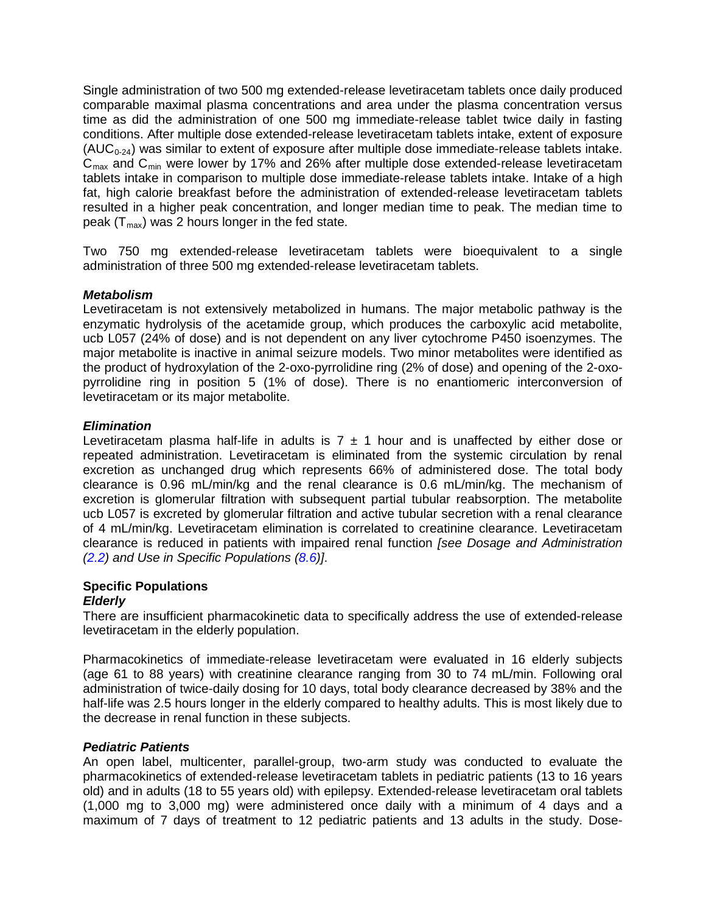Single administration of two 500 mg extended-release levetiracetam tablets once daily produced comparable maximal plasma concentrations and area under the plasma concentration versus time as did the administration of one 500 mg immediate-release tablet twice daily in fasting conditions. After multiple dose extended-release levetiracetam tablets intake, extent of exposure ($AUC_{0-24}$) was similar to extent of exposure after multiple dose immediate-release tablets intake. $C_{max}$ and $C_{min}$ were lower by 17% and 26% after multiple dose extended-release levetiracetam tablets intake in comparison to multiple dose immediate-release tablets intake. Intake of a high fat, high calorie breakfast before the administration of extended-release levetiracetam tablets resulted in a higher peak concentration, and longer median time to peak. The median time to peak ($T_{max}$) was 2 hours longer in the fed state.

Two 750 mg extended-release levetiracetam tablets were bioequivalent to a single administration of three 500 mg extended-release levetiracetam tablets.

***Metabolism***

Levetiracetam is not extensively metabolized in humans. The major metabolic pathway is the enzymatic hydrolysis of the acetamide group, which produces the carboxylic acid metabolite, ucb L057 (24% of dose) and is not dependent on any liver cytochrome P450 isoenzymes. The major metabolite is inactive in animal seizure models. Two minor metabolites were identified as the product of hydroxylation of the 2-oxo-pyrrolidine ring (2% of dose) and opening of the 2-oxo-pyrrolidine ring in position 5 (1% of dose). There is no enantiomeric interconversion of levetiracetam or its major metabolite.

***Elimination***

Levetiracetam plasma half-life in adults is 7 ± 1 hour and is unaffected by either dose or repeated administration. Levetiracetam is eliminated from the systemic circulation by renal excretion as unchanged drug which represents 66% of administered dose. The total body clearance is 0.96 mL/min/kg and the renal clearance is 0.6 mL/min/kg. The mechanism of excretion is glomerular filtration with subsequent partial tubular reabsorption. The metabolite ucb L057 is excreted by glomerular filtration and active tubular secretion with a renal clearance of 4 mL/min/kg. Levetiracetam elimination is correlated to creatinine clearance. Levetiracetam clearance is reduced in patients with impaired renal function *[see Dosage and Administration (2.2) and Use in Specific Populations (8.6)]*.

**Specific Populations**

***Elderly***

There are insufficient pharmacokinetic data to specifically address the use of extended-release levetiracetam in the elderly population.

Pharmacokinetics of immediate-release levetiracetam were evaluated in 16 elderly subjects (age 61 to 88 years) with creatinine clearance ranging from 30 to 74 mL/min. Following oral administration of twice-daily dosing for 10 days, total body clearance decreased by 38% and the half-life was 2.5 hours longer in the elderly compared to healthy adults. This is most likely due to the decrease in renal function in these subjects.

***Pediatric Patients***

An open label, multicenter, parallel-group, two-arm study was conducted to evaluate the pharmacokinetics of extended-release levetiracetam tablets in pediatric patients (13 to 16 years old) and in adults (18 to 55 years old) with epilepsy. Extended-release levetiracetam oral tablets (1,000 mg to 3,000 mg) were administered once daily with a minimum of 4 days and a maximum of 7 days of treatment to 12 pediatric patients and 13 adults in the study. Dose-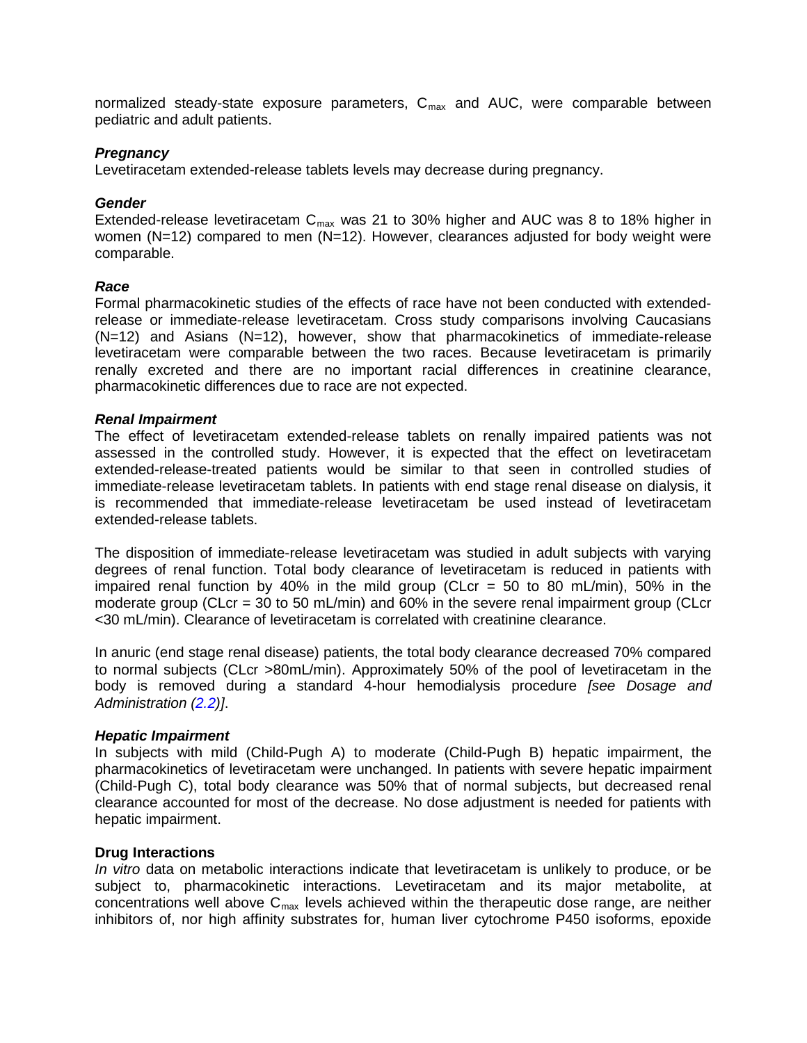normalized steady-state exposure parameters, $C_{max}$ and AUC, were comparable between pediatric and adult patients.

***Pregnancy***

Levetiracetam extended-release tablets levels may decrease during pregnancy.

***Gender***

Extended-release levetiracetam $C_{max}$ was 21 to 30% higher and AUC was 8 to 18% higher in women (N=12) compared to men (N=12). However, clearances adjusted for body weight were comparable.

***Race***

Formal pharmacokinetic studies of the effects of race have not been conducted with extended-release or immediate-release levetiracetam. Cross study comparisons involving Caucasians (N=12) and Asians (N=12), however, show that pharmacokinetics of immediate-release levetiracetam were comparable between the two races. Because levetiracetam is primarily renally excreted and there are no important racial differences in creatinine clearance, pharmacokinetic differences due to race are not expected.

***Renal Impairment***

The effect of levetiracetam extended-release tablets on renally impaired patients was not assessed in the controlled study. However, it is expected that the effect on levetiracetam extended-release-treated patients would be similar to that seen in controlled studies of immediate-release levetiracetam tablets. In patients with end stage renal disease on dialysis, it is recommended that immediate-release levetiracetam be used instead of levetiracetam extended-release tablets.

The disposition of immediate-release levetiracetam was studied in adult subjects with varying degrees of renal function. Total body clearance of levetiracetam is reduced in patients with impaired renal function by 40% in the mild group (CLcr = 50 to 80 mL/min), 50% in the moderate group (CLcr = 30 to 50 mL/min) and 60% in the severe renal impairment group (CLcr <30 mL/min). Clearance of levetiracetam is correlated with creatinine clearance.

In anuric (end stage renal disease) patients, the total body clearance decreased 70% compared to normal subjects (CLcr >80mL/min). Approximately 50% of the pool of levetiracetam in the body is removed during a standard 4-hour hemodialysis procedure *[see Dosage and Administration (2.2)]*.

***Hepatic Impairment***

In subjects with mild (Child-Pugh A) to moderate (Child-Pugh B) hepatic impairment, the pharmacokinetics of levetiracetam were unchanged. In patients with severe hepatic impairment (Child-Pugh C), total body clearance was 50% that of normal subjects, but decreased renal clearance accounted for most of the decrease. No dose adjustment is needed for patients with hepatic impairment.

**Drug Interactions**

*In vitro* data on metabolic interactions indicate that levetiracetam is unlikely to produce, or be subject to, pharmacokinetic interactions. Levetiracetam and its major metabolite, at concentrations well above $C_{max}$ levels achieved within the therapeutic dose range, are neither inhibitors of, nor high affinity substrates for, human liver cytochrome P450 isoforms, epoxide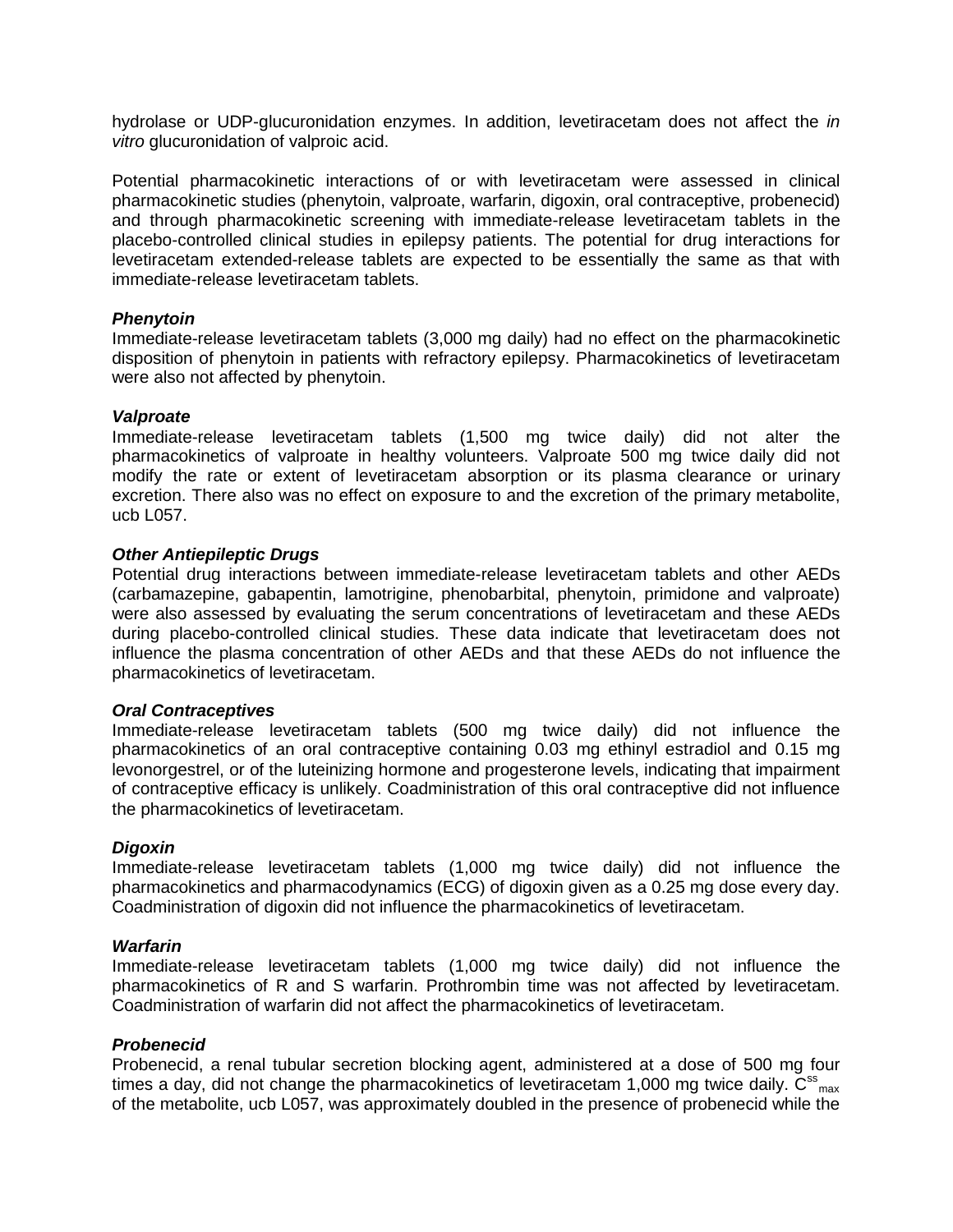hydrolase or UDP-glucuronidation enzymes. In addition, levetiracetam does not affect the *in vitro* glucuronidation of valproic acid.

Potential pharmacokinetic interactions of or with levetiracetam were assessed in clinical pharmacokinetic studies (phenytoin, valproate, warfarin, digoxin, oral contraceptive, probenecid) and through pharmacokinetic screening with immediate-release levetiracetam tablets in the placebo-controlled clinical studies in epilepsy patients. The potential for drug interactions for levetiracetam extended-release tablets are expected to be essentially the same as that with immediate-release levetiracetam tablets.

***Phenytoin***
Immediate-release levetiracetam tablets (3,000 mg daily) had no effect on the pharmacokinetic disposition of phenytoin in patients with refractory epilepsy. Pharmacokinetics of levetiracetam were also not affected by phenytoin.

***Valproate***
Immediate-release levetiracetam tablets (1,500 mg twice daily) did not alter the pharmacokinetics of valproate in healthy volunteers. Valproate 500 mg twice daily did not modify the rate or extent of levetiracetam absorption or its plasma clearance or urinary excretion. There also was no effect on exposure to and the excretion of the primary metabolite, ucb L057.

***Other Antiepileptic Drugs***
Potential drug interactions between immediate-release levetiracetam tablets and other AEDs (carbamazepine, gabapentin, lamotrigine, phenobarbital, phenytoin, primidone and valproate) were also assessed by evaluating the serum concentrations of levetiracetam and these AEDs during placebo-controlled clinical studies. These data indicate that levetiracetam does not influence the plasma concentration of other AEDs and that these AEDs do not influence the pharmacokinetics of levetiracetam.

***Oral Contraceptives***
Immediate-release levetiracetam tablets (500 mg twice daily) did not influence the pharmacokinetics of an oral contraceptive containing 0.03 mg ethinyl estradiol and 0.15 mg levonorgestrel, or of the luteinizing hormone and progesterone levels, indicating that impairment of contraceptive efficacy is unlikely. Coadministration of this oral contraceptive did not influence the pharmacokinetics of levetiracetam.

***Digoxin***
Immediate-release levetiracetam tablets (1,000 mg twice daily) did not influence the pharmacokinetics and pharmacodynamics (ECG) of digoxin given as a 0.25 mg dose every day. Coadministration of digoxin did not influence the pharmacokinetics of levetiracetam.

***Warfarin***
Immediate-release levetiracetam tablets (1,000 mg twice daily) did not influence the pharmacokinetics of R and S warfarin. Prothrombin time was not affected by levetiracetam. Coadministration of warfarin did not affect the pharmacokinetics of levetiracetam.

***Probenecid***
Probenecid, a renal tubular secretion blocking agent, administered at a dose of 500 mg four times a day, did not change the pharmacokinetics of levetiracetam 1,000 mg twice daily. $C^{ss}_{max}$ of the metabolite, ucb L057, was approximately doubled in the presence of probenecid while the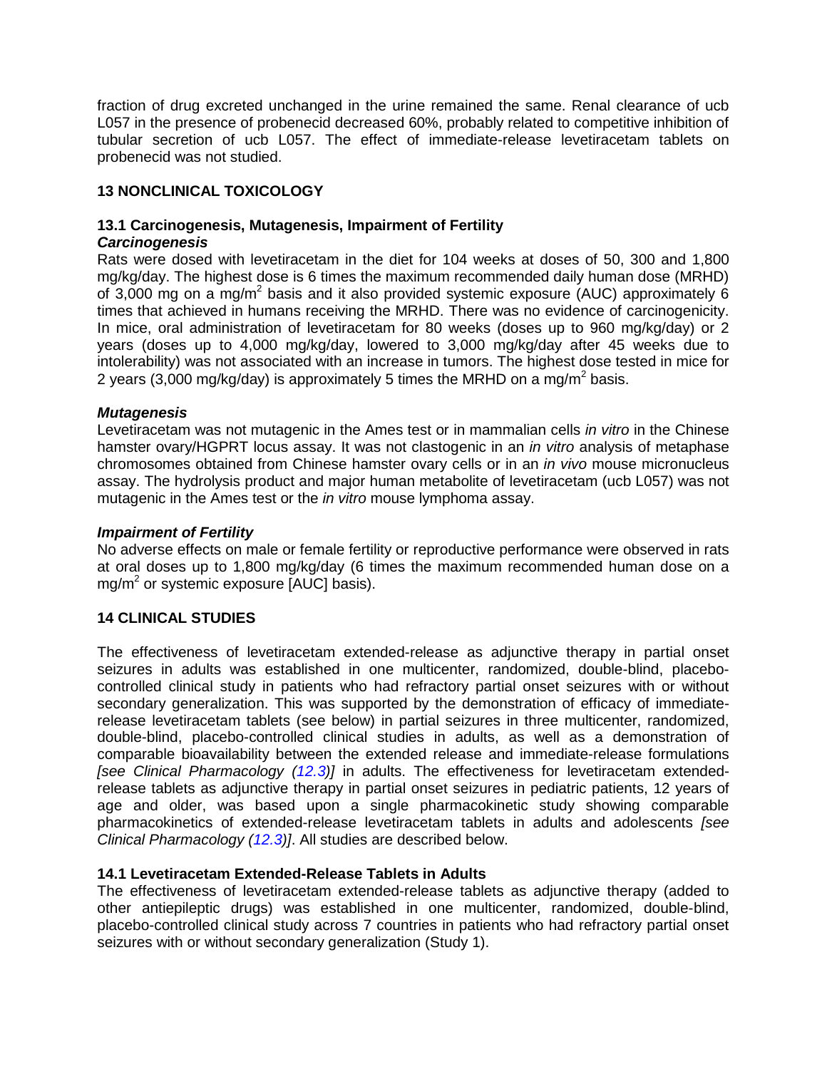fraction of drug excreted unchanged in the urine remained the same. Renal clearance of ucb L057 in the presence of probenecid decreased 60%, probably related to competitive inhibition of tubular secretion of ucb L057. The effect of immediate-release levetiracetam tablets on probenecid was not studied.

## 13 NONCLINICAL TOXICOLOGY

### 13.1 Carcinogenesis, Mutagenesis, Impairment of Fertility

***Carcinogenesis***

Rats were dosed with levetiracetam in the diet for 104 weeks at doses of 50, 300 and 1,800 mg/kg/day. The highest dose is 6 times the maximum recommended daily human dose (MRHD) of 3,000 mg on a mg/m$^2$ basis and it also provided systemic exposure (AUC) approximately 6 times that achieved in humans receiving the MRHD. There was no evidence of carcinogenicity. In mice, oral administration of levetiracetam for 80 weeks (doses up to 960 mg/kg/day) or 2 years (doses up to 4,000 mg/kg/day, lowered to 3,000 mg/kg/day after 45 weeks due to intolerability) was not associated with an increase in tumors. The highest dose tested in mice for 2 years (3,000 mg/kg/day) is approximately 5 times the MRHD on a mg/m$^2$ basis.

***Mutagenesis***

Levetiracetam was not mutagenic in the Ames test or in mammalian cells *in vitro* in the Chinese hamster ovary/HGPRT locus assay. It was not clastogenic in an *in vitro* analysis of metaphase chromosomes obtained from Chinese hamster ovary cells or in an *in vivo* mouse micronucleus assay. The hydrolysis product and major human metabolite of levetiracetam (ucb L057) was not mutagenic in the Ames test or the *in vitro* mouse lymphoma assay.

***Impairment of Fertility***

No adverse effects on male or female fertility or reproductive performance were observed in rats at oral doses up to 1,800 mg/kg/day (6 times the maximum recommended human dose on a mg/m$^2$ or systemic exposure [AUC] basis).

## 14 CLINICAL STUDIES

The effectiveness of levetiracetam extended-release as adjunctive therapy in partial onset seizures in adults was established in one multicenter, randomized, double-blind, placebo-controlled clinical study in patients who had refractory partial onset seizures with or without secondary generalization. This was supported by the demonstration of efficacy of immediate-release levetiracetam tablets (see below) in partial seizures in three multicenter, randomized, double-blind, placebo-controlled clinical studies in adults, as well as a demonstration of comparable bioavailability between the extended release and immediate-release formulations *[see Clinical Pharmacology (12.3)]* in adults. The effectiveness for levetiracetam extended-release tablets as adjunctive therapy in partial onset seizures in pediatric patients, 12 years of age and older, was based upon a single pharmacokinetic study showing comparable pharmacokinetics of extended-release levetiracetam tablets in adults and adolescents *[see Clinical Pharmacology (12.3)]*. All studies are described below.

### 14.1 Levetiracetam Extended-Release Tablets in Adults

The effectiveness of levetiracetam extended-release tablets as adjunctive therapy (added to other antiepileptic drugs) was established in one multicenter, randomized, double-blind, placebo-controlled clinical study across 7 countries in patients who had refractory partial onset seizures with or without secondary generalization (Study 1).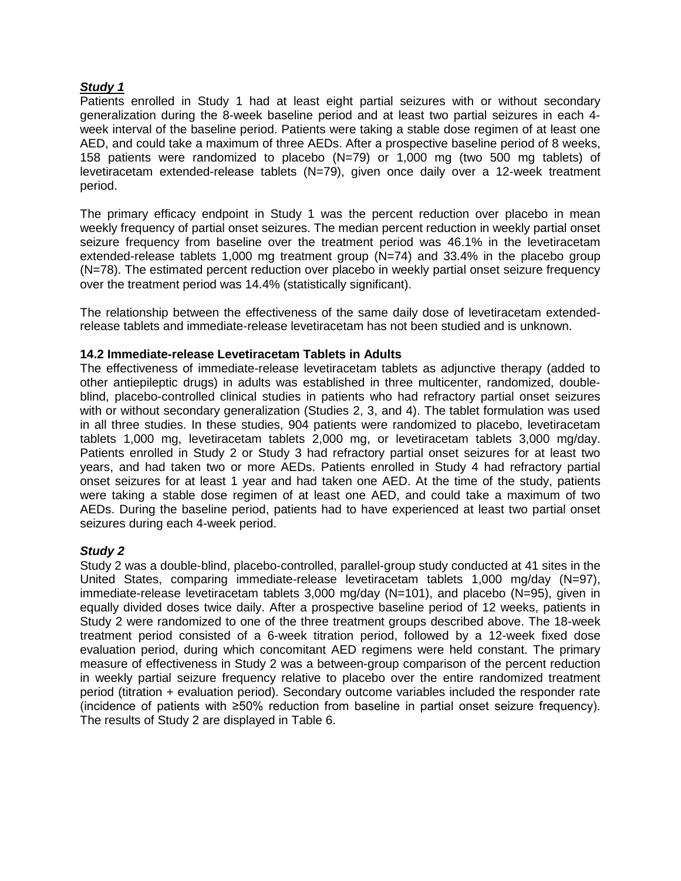***Study 1***

Patients enrolled in Study 1 had at least eight partial seizures with or without secondary generalization during the 8-week baseline period and at least two partial seizures in each 4-week interval of the baseline period. Patients were taking a stable dose regimen of at least one AED, and could take a maximum of three AEDs. After a prospective baseline period of 8 weeks, 158 patients were randomized to placebo (N=79) or 1,000 mg (two 500 mg tablets) of levetiracetam extended-release tablets (N=79), given once daily over a 12-week treatment period.

The primary efficacy endpoint in Study 1 was the percent reduction over placebo in mean weekly frequency of partial onset seizures. The median percent reduction in weekly partial onset seizure frequency from baseline over the treatment period was 46.1% in the levetiracetam extended-release tablets 1,000 mg treatment group (N=74) and 33.4% in the placebo group (N=78). The estimated percent reduction over placebo in weekly partial onset seizure frequency over the treatment period was 14.4% (statistically significant).

The relationship between the effectiveness of the same daily dose of levetiracetam extended-release tablets and immediate-release levetiracetam has not been studied and is unknown.

**14.2 Immediate-release Levetiracetam Tablets in Adults**

The effectiveness of immediate-release levetiracetam tablets as adjunctive therapy (added to other antiepileptic drugs) in adults was established in three multicenter, randomized, double-blind, placebo-controlled clinical studies in patients who had refractory partial onset seizures with or without secondary generalization (Studies 2, 3, and 4). The tablet formulation was used in all three studies. In these studies, 904 patients were randomized to placebo, levetiracetam tablets 1,000 mg, levetiracetam tablets 2,000 mg, or levetiracetam tablets 3,000 mg/day. Patients enrolled in Study 2 or Study 3 had refractory partial onset seizures for at least two years, and had taken two or more AEDs. Patients enrolled in Study 4 had refractory partial onset seizures for at least 1 year and had taken one AED. At the time of the study, patients were taking a stable dose regimen of at least one AED, and could take a maximum of two AEDs. During the baseline period, patients had to have experienced at least two partial onset seizures during each 4-week period.

***Study 2***

Study 2 was a double-blind, placebo-controlled, parallel-group study conducted at 41 sites in the United States, comparing immediate-release levetiracetam tablets 1,000 mg/day (N=97), immediate-release levetiracetam tablets 3,000 mg/day (N=101), and placebo (N=95), given in equally divided doses twice daily. After a prospective baseline period of 12 weeks, patients in Study 2 were randomized to one of the three treatment groups described above. The 18-week treatment period consisted of a 6-week titration period, followed by a 12-week fixed dose evaluation period, during which concomitant AED regimens were held constant. The primary measure of effectiveness in Study 2 was a between-group comparison of the percent reduction in weekly partial seizure frequency relative to placebo over the entire randomized treatment period (titration + evaluation period). Secondary outcome variables included the responder rate (incidence of patients with ≥50% reduction from baseline in partial onset seizure frequency). The results of Study 2 are displayed in Table 6.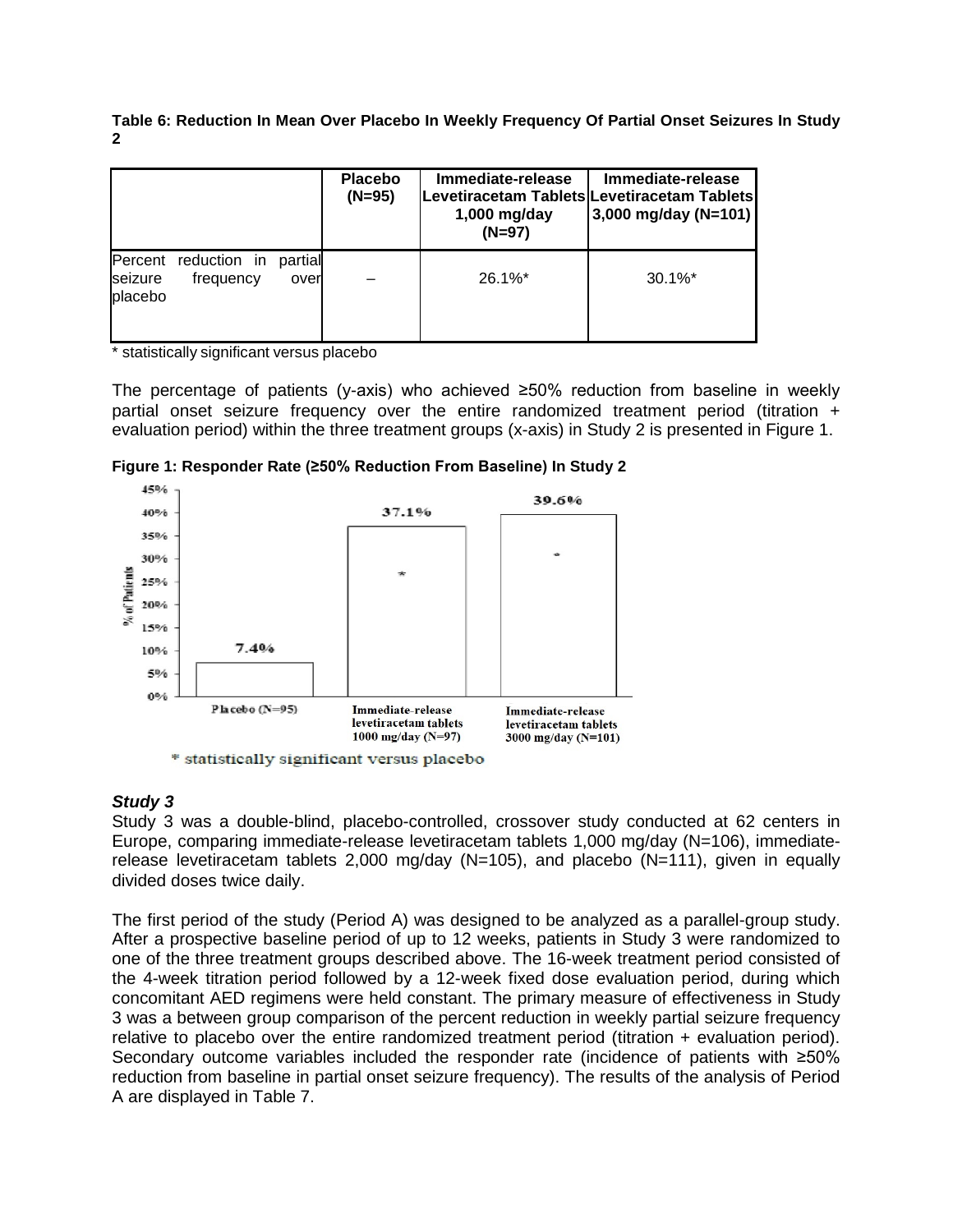**Table 6: Reduction In Mean Over Placebo In Weekly Frequency Of Partial Onset Seizures In Study 2**

| | Placebo (N=95) | Immediate-release Levetiracetam Tablets 1,000 mg/day (N=97) | Immediate-release Levetiracetam Tablets 3,000 mg/day (N=101) |
|---|---|---|---|
| Percent reduction in partial seizure frequency over placebo | – | 26.1%* | 30.1%* |

\* statistically significant versus placebo

The percentage of patients (y-axis) who achieved ≥50% reduction from baseline in weekly partial onset seizure frequency over the entire randomized treatment period (titration + evaluation period) within the three treatment groups (x-axis) in Study 2 is presented in Figure 1.

**Figure 1: Responder Rate (≥50% Reduction From Baseline) In Study 2**

| | Placebo (N=95) | Immediate-release levetiracetam tablets 1000 mg/day (N=97) | Immediate-release levetiracetam tablets 3000 mg/day (N=101) |
|---|---|---|---|
| % of Patients | 7.4% | 37.1%* | 39.6%* |

\* statistically significant versus placebo

### *Study 3*

Study 3 was a double-blind, placebo-controlled, crossover study conducted at 62 centers in Europe, comparing immediate-release levetiracetam tablets 1,000 mg/day (N=106), immediate-release levetiracetam tablets 2,000 mg/day (N=105), and placebo (N=111), given in equally divided doses twice daily.

The first period of the study (Period A) was designed to be analyzed as a parallel-group study. After a prospective baseline period of up to 12 weeks, patients in Study 3 were randomized to one of the three treatment groups described above. The 16-week treatment period consisted of the 4-week titration period followed by a 12-week fixed dose evaluation period, during which concomitant AED regimens were held constant. The primary measure of effectiveness in Study 3 was a between group comparison of the percent reduction in weekly partial seizure frequency relative to placebo over the entire randomized treatment period (titration + evaluation period). Secondary outcome variables included the responder rate (incidence of patients with ≥50% reduction from baseline in partial onset seizure frequency). The results of the analysis of Period A are displayed in Table 7.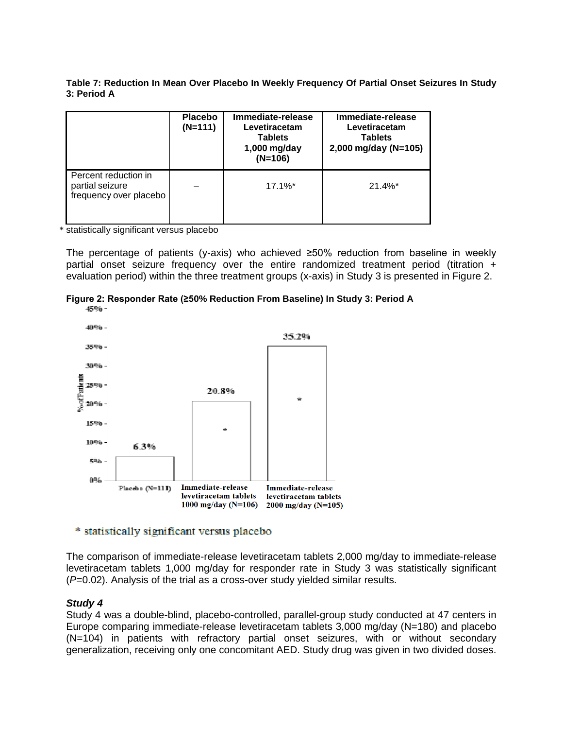**Table 7: Reduction In Mean Over Placebo In Weekly Frequency Of Partial Onset Seizures In Study 3: Period A**

| | Placebo (N=111) | Immediate-release Levetiracetam Tablets 1,000 mg/day (N=106) | Immediate-release Levetiracetam Tablets 2,000 mg/day (N=105) |
|---|---|---|---|
| Percent reduction in partial seizure frequency over placebo | – | 17.1%* | 21.4%* |

\* statistically significant versus placebo

The percentage of patients (y-axis) who achieved ≥50% reduction from baseline in weekly partial onset seizure frequency over the entire randomized treatment period (titration + evaluation period) within the three treatment groups (x-axis) in Study 3 is presented in Figure 2.

**Figure 2: Responder Rate (≥50% Reduction From Baseline) In Study 3: Period A**

| | Placebo (N=111) | Immediate-release levetiracetam tablets 1000 mg/day (N=106) | Immediate-release levetiracetam tablets 2000 mg/day (N=105) |
|---|---|---|---|
| % of Patients | 6.3% | 20.8%* | 35.2%* |

\* statistically significant versus placebo

The comparison of immediate-release levetiracetam tablets 2,000 mg/day to immediate-release levetiracetam tablets 1,000 mg/day for responder rate in Study 3 was statistically significant (*P*=0.02). Analysis of the trial as a cross-over study yielded similar results.

### *Study 4*

Study 4 was a double-blind, placebo-controlled, parallel-group study conducted at 47 centers in Europe comparing immediate-release levetiracetam tablets 3,000 mg/day (N=180) and placebo (N=104) in patients with refractory partial onset seizures, with or without secondary generalization, receiving only one concomitant AED. Study drug was given in two divided doses.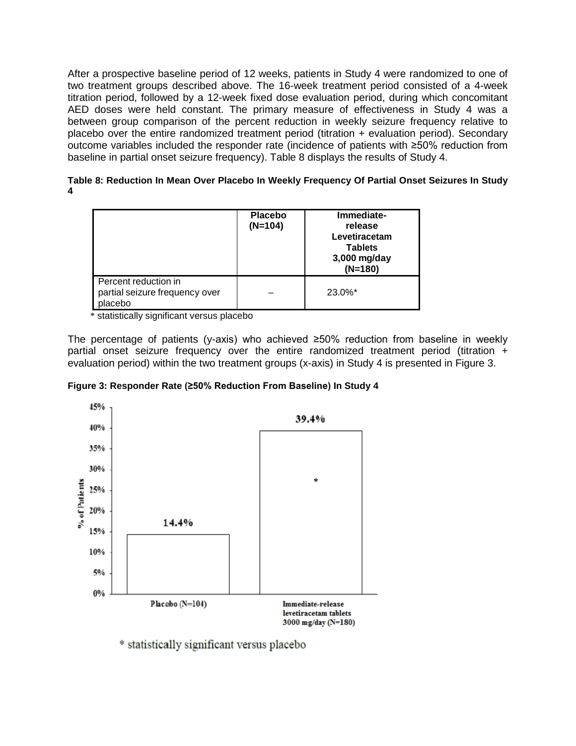After a prospective baseline period of 12 weeks, patients in Study 4 were randomized to one of two treatment groups described above. The 16-week treatment period consisted of a 4-week titration period, followed by a 12-week fixed dose evaluation period, during which concomitant AED doses were held constant. The primary measure of effectiveness in Study 4 was a between group comparison of the percent reduction in weekly seizure frequency relative to placebo over the entire randomized treatment period (titration + evaluation period). Secondary outcome variables included the responder rate (incidence of patients with ≥50% reduction from baseline in partial onset seizure frequency). Table 8 displays the results of Study 4.

**Table 8: Reduction In Mean Over Placebo In Weekly Frequency Of Partial Onset Seizures In Study 4**

| | Placebo (N=104) | Immediate-release Levetiracetam Tablets 3,000 mg/day (N=180) |
|---|---|---|
| Percent reduction in partial seizure frequency over placebo | – | 23.0%* |

\* statistically significant versus placebo

The percentage of patients (y-axis) who achieved ≥50% reduction from baseline in weekly partial onset seizure frequency over the entire randomized treatment period (titration + evaluation period) within the two treatment groups (x-axis) in Study 4 is presented in Figure 3.

**Figure 3: Responder Rate (≥50% Reduction From Baseline) In Study 4**

| | Placebo (N=104) | Immediate-release levetiracetam tablets 3000 mg/day (N=180) |
|---|---|---|
| % of Patients | 14.4% | 39.4%* |

\* statistically significant versus placebo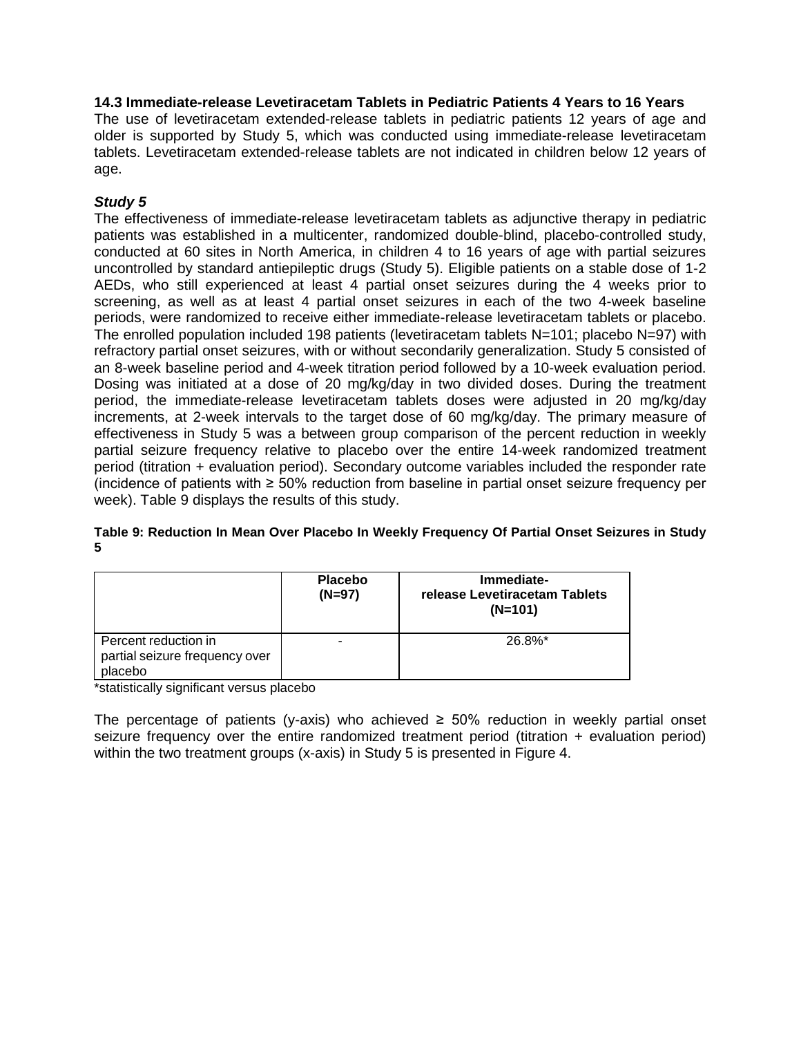### 14.3 Immediate-release Levetiracetam Tablets in Pediatric Patients 4 Years to 16 Years

The use of levetiracetam extended-release tablets in pediatric patients 12 years of age and older is supported by Study 5, which was conducted using immediate-release levetiracetam tablets. Levetiracetam extended-release tablets are not indicated in children below 12 years of age.

***Study 5***

The effectiveness of immediate-release levetiracetam tablets as adjunctive therapy in pediatric patients was established in a multicenter, randomized double-blind, placebo-controlled study, conducted at 60 sites in North America, in children 4 to 16 years of age with partial seizures uncontrolled by standard antiepileptic drugs (Study 5). Eligible patients on a stable dose of 1-2 AEDs, who still experienced at least 4 partial onset seizures during the 4 weeks prior to screening, as well as at least 4 partial onset seizures in each of the two 4-week baseline periods, were randomized to receive either immediate-release levetiracetam tablets or placebo. The enrolled population included 198 patients (levetiracetam tablets N=101; placebo N=97) with refractory partial onset seizures, with or without secondarily generalization. Study 5 consisted of an 8-week baseline period and 4-week titration period followed by a 10-week evaluation period. Dosing was initiated at a dose of 20 mg/kg/day in two divided doses. During the treatment period, the immediate-release levetiracetam tablets doses were adjusted in 20 mg/kg/day increments, at 2-week intervals to the target dose of 60 mg/kg/day. The primary measure of effectiveness in Study 5 was a between group comparison of the percent reduction in weekly partial seizure frequency relative to placebo over the entire 14-week randomized treatment period (titration + evaluation period). Secondary outcome variables included the responder rate (incidence of patients with ≥ 50% reduction from baseline in partial onset seizure frequency per week). Table 9 displays the results of this study.

**Table 9: Reduction In Mean Over Placebo In Weekly Frequency Of Partial Onset Seizures in Study 5**

| | Placebo (N=97) | Immediate-release Levetiracetam Tablets (N=101) |
|---|---|---|
| Percent reduction in partial seizure frequency over placebo | - | 26.8%* |

*statistically significant versus placebo

The percentage of patients (y-axis) who achieved ≥ 50% reduction in weekly partial onset seizure frequency over the entire randomized treatment period (titration + evaluation period) within the two treatment groups (x-axis) in Study 5 is presented in Figure 4.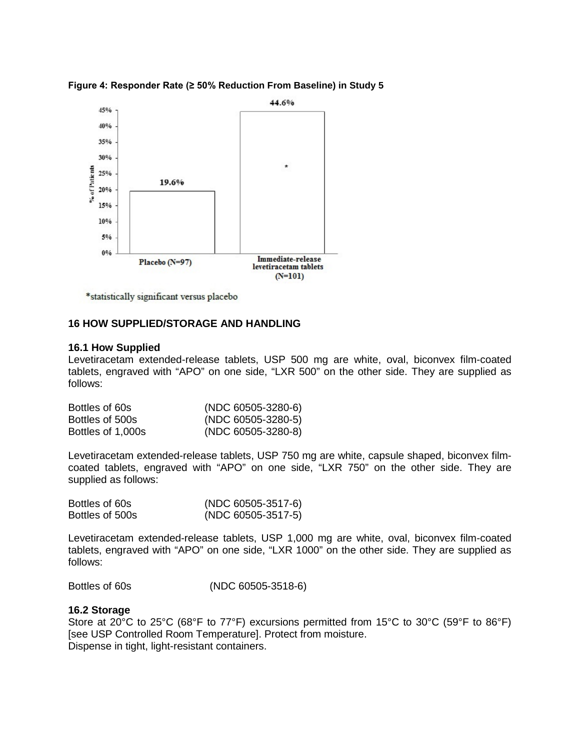**Figure 4: Responder Rate (≥ 50% Reduction From Baseline) in Study 5**

*statistically significant versus placebo

## 16 HOW SUPPLIED/STORAGE AND HANDLING

### 16.1 How Supplied

Levetiracetam extended-release tablets, USP 500 mg are white, oval, biconvex film-coated tablets, engraved with “APO” on one side, “LXR 500” on the other side. They are supplied as follows:

| | |
|---|---|
| Bottles of 60s | (NDC 60505-3280-6) |
| Bottles of 500s | (NDC 60505-3280-5) |
| Bottles of 1,000s | (NDC 60505-3280-8) |

Levetiracetam extended-release tablets, USP 750 mg are white, capsule shaped, biconvex film-coated tablets, engraved with “APO” on one side, “LXR 750” on the other side. They are supplied as follows:

| | |
|---|---|
| Bottles of 60s | (NDC 60505-3517-6) |
| Bottles of 500s | (NDC 60505-3517-5) |

Levetiracetam extended-release tablets, USP 1,000 mg are white, oval, biconvex film-coated tablets, engraved with “APO” on one side, “LXR 1000” on the other side. They are supplied as follows:

| | |
|---|---|
| Bottles of 60s | (NDC 60505-3518-6) |

### 16.2 Storage

Store at 20°C to 25°C (68°F to 77°F) excursions permitted from 15°C to 30°C (59°F to 86°F) [see USP Controlled Room Temperature]. Protect from moisture.
Dispense in tight, light-resistant containers.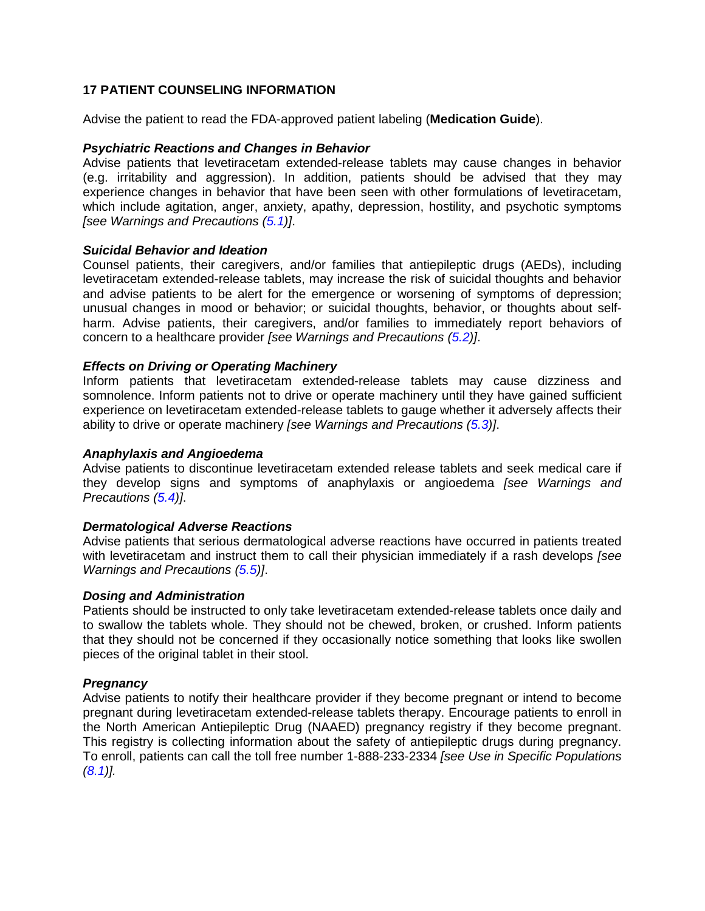## 17 PATIENT COUNSELING INFORMATION

Advise the patient to read the FDA-approved patient labeling (**Medication Guide**).

***Psychiatric Reactions and Changes in Behavior***

Advise patients that levetiracetam extended-release tablets may cause changes in behavior (e.g. irritability and aggression). In addition, patients should be advised that they may experience changes in behavior that have been seen with other formulations of levetiracetam, which include agitation, anger, anxiety, apathy, depression, hostility, and psychotic symptoms *[see Warnings and Precautions (5.1)]*.

***Suicidal Behavior and Ideation***

Counsel patients, their caregivers, and/or families that antiepileptic drugs (AEDs), including levetiracetam extended-release tablets, may increase the risk of suicidal thoughts and behavior and advise patients to be alert for the emergence or worsening of symptoms of depression; unusual changes in mood or behavior; or suicidal thoughts, behavior, or thoughts about self-harm. Advise patients, their caregivers, and/or families to immediately report behaviors of concern to a healthcare provider *[see Warnings and Precautions (5.2)]*.

***Effects on Driving or Operating Machinery***

Inform patients that levetiracetam extended-release tablets may cause dizziness and somnolence. Inform patients not to drive or operate machinery until they have gained sufficient experience on levetiracetam extended-release tablets to gauge whether it adversely affects their ability to drive or operate machinery *[see Warnings and Precautions (5.3)]*.

***Anaphylaxis and Angioedema***

Advise patients to discontinue levetiracetam extended release tablets and seek medical care if they develop signs and symptoms of anaphylaxis or angioedema *[see Warnings and Precautions (5.4)]*.

***Dermatological Adverse Reactions***

Advise patients that serious dermatological adverse reactions have occurred in patients treated with levetiracetam and instruct them to call their physician immediately if a rash develops *[see Warnings and Precautions (5.5)]*.

***Dosing and Administration***

Patients should be instructed to only take levetiracetam extended-release tablets once daily and to swallow the tablets whole. They should not be chewed, broken, or crushed. Inform patients that they should not be concerned if they occasionally notice something that looks like swollen pieces of the original tablet in their stool.

***Pregnancy***

Advise patients to notify their healthcare provider if they become pregnant or intend to become pregnant during levetiracetam extended-release tablets therapy. Encourage patients to enroll in the North American Antiepileptic Drug (NAAED) pregnancy registry if they become pregnant. This registry is collecting information about the safety of antiepileptic drugs during pregnancy. To enroll, patients can call the toll free number 1-888-233-2334 *[see Use in Specific Populations (8.1)].*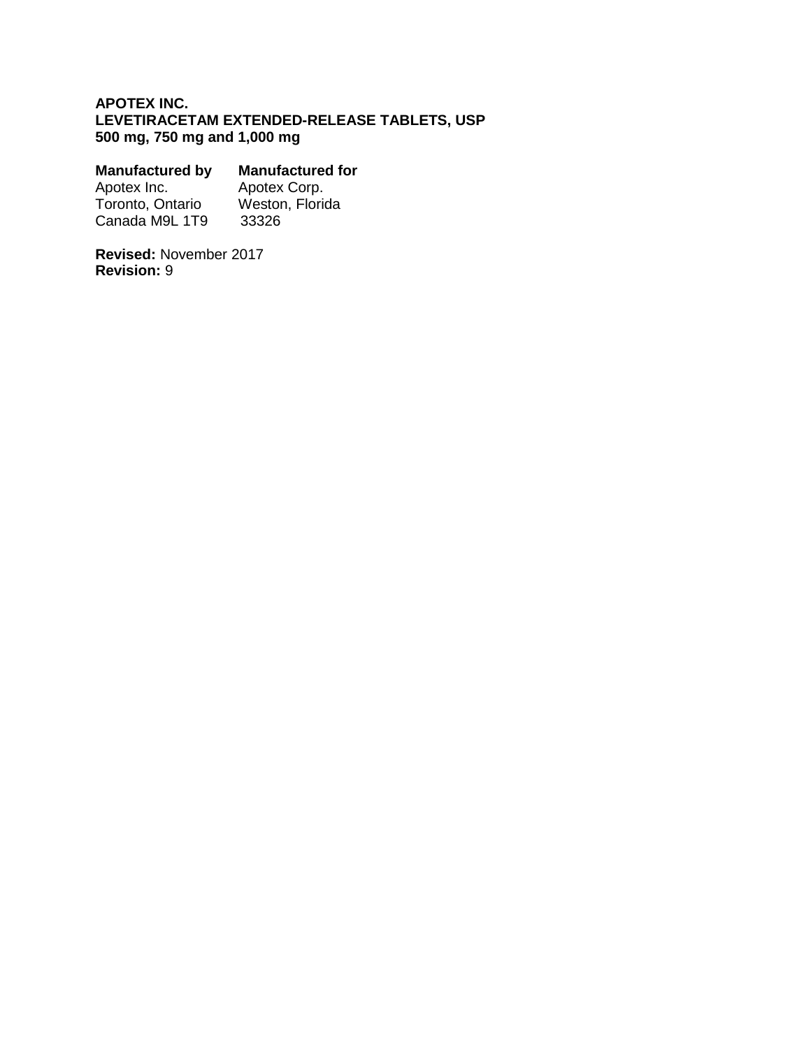**APOTEX INC.**
**LEVETIRACETAM EXTENDED-RELEASE TABLETS, USP**
**500 mg, 750 mg and 1,000 mg**

| **Manufactured by** | **Manufactured for** |
| --- | --- |
| Apotex Inc. | Apotex Corp. |
| Toronto, Ontario | Weston, Florida |
| Canada M9L 1T9 | 33326 |

**Revised:** November 2017
**Revision:** 9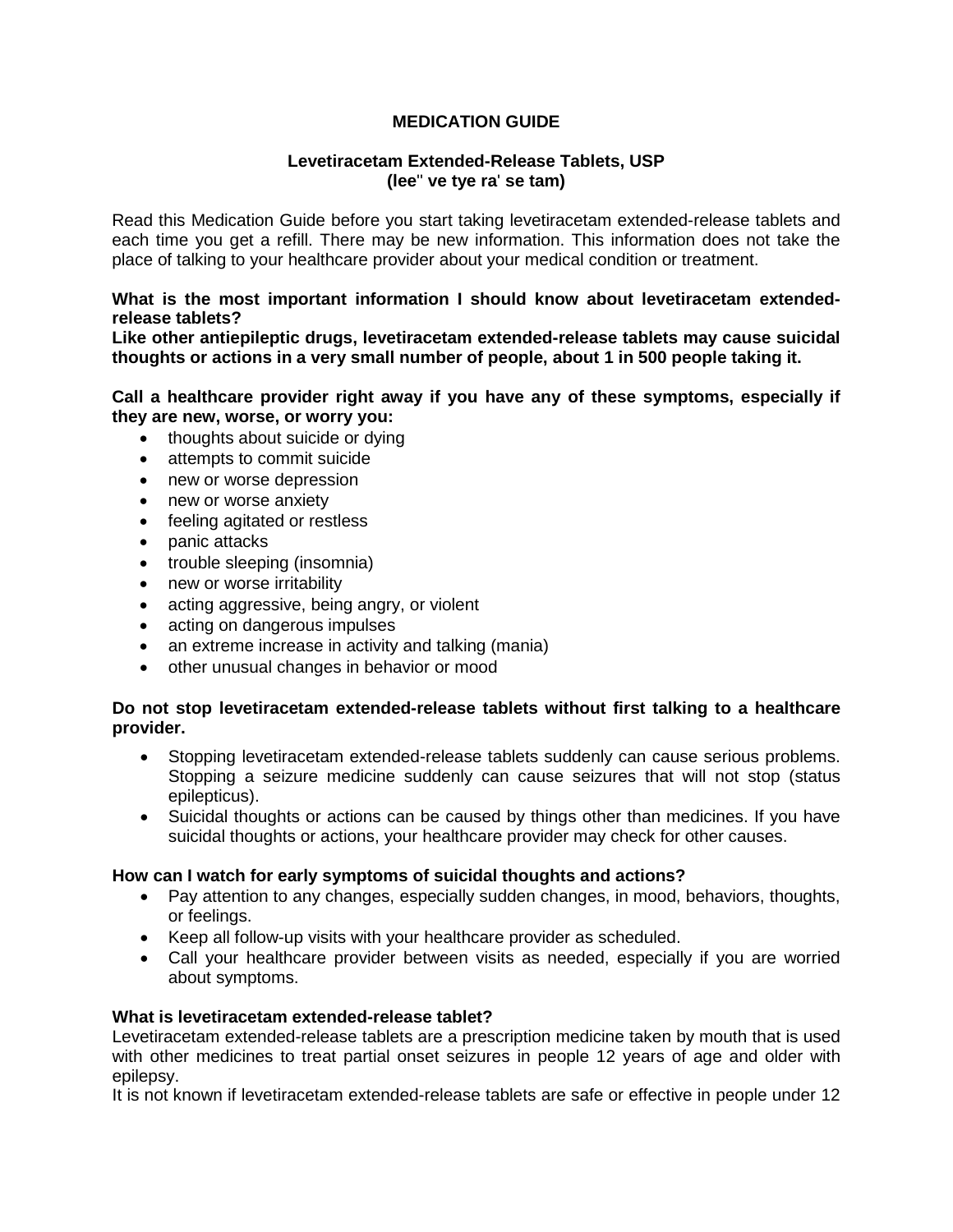# MEDICATION GUIDE

## Levetiracetam Extended-Release Tablets, USP
**(lee'' ve tye ra' se tam)**

Read this Medication Guide before you start taking levetiracetam extended-release tablets and each time you get a refill. There may be new information. This information does not take the place of talking to your healthcare provider about your medical condition or treatment.

**What is the most important information I should know about levetiracetam extended-release tablets?**

**Like other antiepileptic drugs, levetiracetam extended-release tablets may cause suicidal thoughts or actions in a very small number of people, about 1 in 500 people taking it.**

**Call a healthcare provider right away if you have any of these symptoms, especially if they are new, worse, or worry you:**

- thoughts about suicide or dying
- attempts to commit suicide
- new or worse depression
- new or worse anxiety
- feeling agitated or restless
- panic attacks
- trouble sleeping (insomnia)
- new or worse irritability
- acting aggressive, being angry, or violent
- acting on dangerous impulses
- an extreme increase in activity and talking (mania)
- other unusual changes in behavior or mood

**Do not stop levetiracetam extended-release tablets without first talking to a healthcare provider.**

- Stopping levetiracetam extended-release tablets suddenly can cause serious problems. Stopping a seizure medicine suddenly can cause seizures that will not stop (status epilepticus).
- Suicidal thoughts or actions can be caused by things other than medicines. If you have suicidal thoughts or actions, your healthcare provider may check for other causes.

**How can I watch for early symptoms of suicidal thoughts and actions?**

- Pay attention to any changes, especially sudden changes, in mood, behaviors, thoughts, or feelings.
- Keep all follow-up visits with your healthcare provider as scheduled.
- Call your healthcare provider between visits as needed, especially if you are worried about symptoms.

**What is levetiracetam extended-release tablet?**

Levetiracetam extended-release tablets are a prescription medicine taken by mouth that is used with other medicines to treat partial onset seizures in people 12 years of age and older with epilepsy.

It is not known if levetiracetam extended-release tablets are safe or effective in people under 12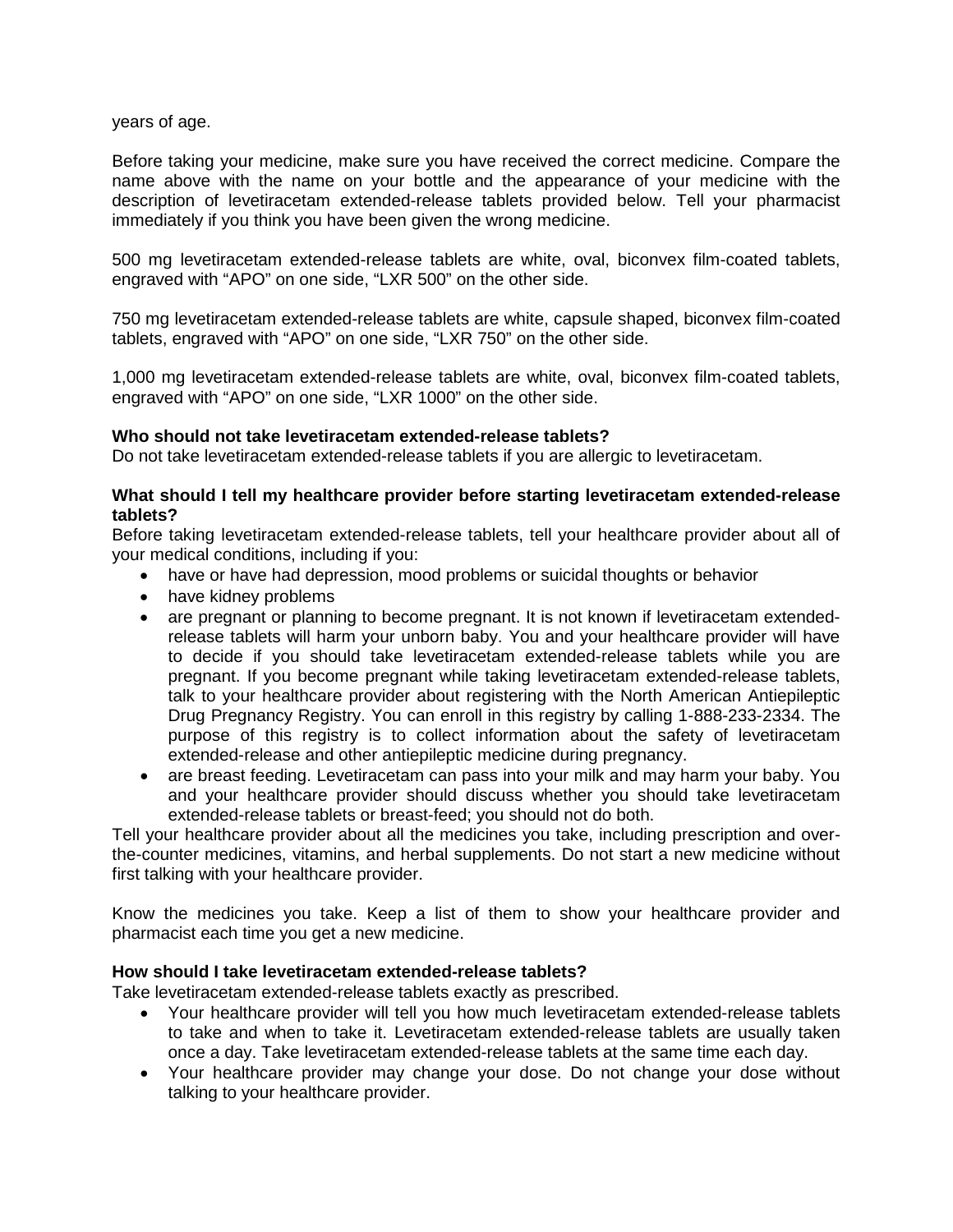years of age.

Before taking your medicine, make sure you have received the correct medicine. Compare the name above with the name on your bottle and the appearance of your medicine with the description of levetiracetam extended-release tablets provided below. Tell your pharmacist immediately if you think you have been given the wrong medicine.

500 mg levetiracetam extended-release tablets are white, oval, biconvex film-coated tablets, engraved with "APO" on one side, "LXR 500" on the other side.

750 mg levetiracetam extended-release tablets are white, capsule shaped, biconvex film-coated tablets, engraved with "APO" on one side, "LXR 750" on the other side.

1,000 mg levetiracetam extended-release tablets are white, oval, biconvex film-coated tablets, engraved with "APO" on one side, "LXR 1000" on the other side.

**Who should not take levetiracetam extended-release tablets?**
Do not take levetiracetam extended-release tablets if you are allergic to levetiracetam.

**What should I tell my healthcare provider before starting levetiracetam extended-release tablets?**
Before taking levetiracetam extended-release tablets, tell your healthcare provider about all of your medical conditions, including if you:

- have or have had depression, mood problems or suicidal thoughts or behavior
- have kidney problems
- are pregnant or planning to become pregnant. It is not known if levetiracetam extended-release tablets will harm your unborn baby. You and your healthcare provider will have to decide if you should take levetiracetam extended-release tablets while you are pregnant. If you become pregnant while taking levetiracetam extended-release tablets, talk to your healthcare provider about registering with the North American Antiepileptic Drug Pregnancy Registry. You can enroll in this registry by calling 1-888-233-2334. The purpose of this registry is to collect information about the safety of levetiracetam extended-release and other antiepileptic medicine during pregnancy.
- are breast feeding. Levetiracetam can pass into your milk and may harm your baby. You and your healthcare provider should discuss whether you should take levetiracetam extended-release tablets or breast-feed; you should not do both.

Tell your healthcare provider about all the medicines you take, including prescription and over-the-counter medicines, vitamins, and herbal supplements. Do not start a new medicine without first talking with your healthcare provider.

Know the medicines you take. Keep a list of them to show your healthcare provider and pharmacist each time you get a new medicine.

**How should I take levetiracetam extended-release tablets?**
Take levetiracetam extended-release tablets exactly as prescribed.

- Your healthcare provider will tell you how much levetiracetam extended-release tablets to take and when to take it. Levetiracetam extended-release tablets are usually taken once a day. Take levetiracetam extended-release tablets at the same time each day.
- Your healthcare provider may change your dose. Do not change your dose without talking to your healthcare provider.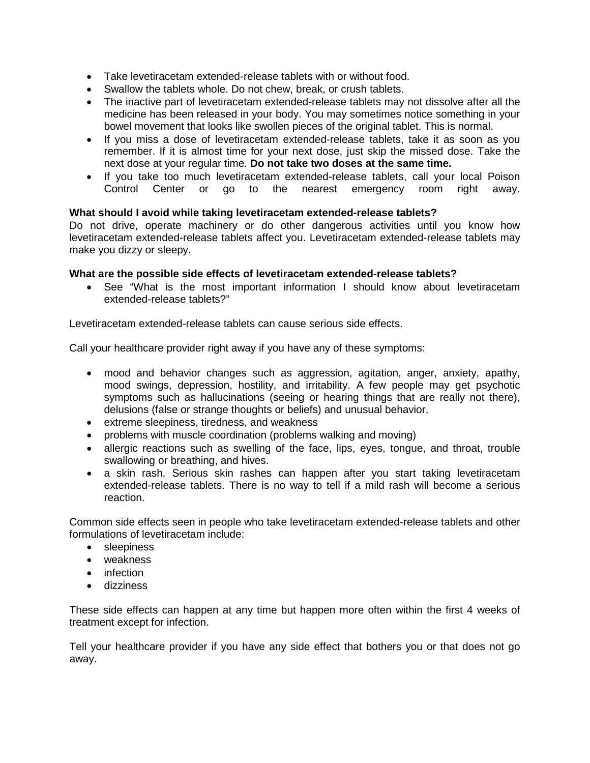- Take levetiracetam extended-release tablets with or without food.
- Swallow the tablets whole. Do not chew, break, or crush tablets.
- The inactive part of levetiracetam extended-release tablets may not dissolve after all the medicine has been released in your body. You may sometimes notice something in your bowel movement that looks like swollen pieces of the original tablet. This is normal.
- If you miss a dose of levetiracetam extended-release tablets, take it as soon as you remember. If it is almost time for your next dose, just skip the missed dose. Take the next dose at your regular time. **Do not take two doses at the same time.**
- If you take too much levetiracetam extended-release tablets, call your local Poison Control Center or go to the nearest emergency room right away.

**What should I avoid while taking levetiracetam extended-release tablets?**

Do not drive, operate machinery or do other dangerous activities until you know how levetiracetam extended-release tablets affect you. Levetiracetam extended-release tablets may make you dizzy or sleepy.

**What are the possible side effects of levetiracetam extended-release tablets?**

- See "What is the most important information I should know about levetiracetam extended-release tablets?"

Levetiracetam extended-release tablets can cause serious side effects.

Call your healthcare provider right away if you have any of these symptoms:

- mood and behavior changes such as aggression, agitation, anger, anxiety, apathy, mood swings, depression, hostility, and irritability. A few people may get psychotic symptoms such as hallucinations (seeing or hearing things that are really not there), delusions (false or strange thoughts or beliefs) and unusual behavior.
- extreme sleepiness, tiredness, and weakness
- problems with muscle coordination (problems walking and moving)
- allergic reactions such as swelling of the face, lips, eyes, tongue, and throat, trouble swallowing or breathing, and hives.
- a skin rash. Serious skin rashes can happen after you start taking levetiracetam extended-release tablets. There is no way to tell if a mild rash will become a serious reaction.

Common side effects seen in people who take levetiracetam extended-release tablets and other formulations of levetiracetam include:

- sleepiness
- weakness
- infection
- dizziness

These side effects can happen at any time but happen more often within the first 4 weeks of treatment except for infection.

Tell your healthcare provider if you have any side effect that bothers you or that does not go away.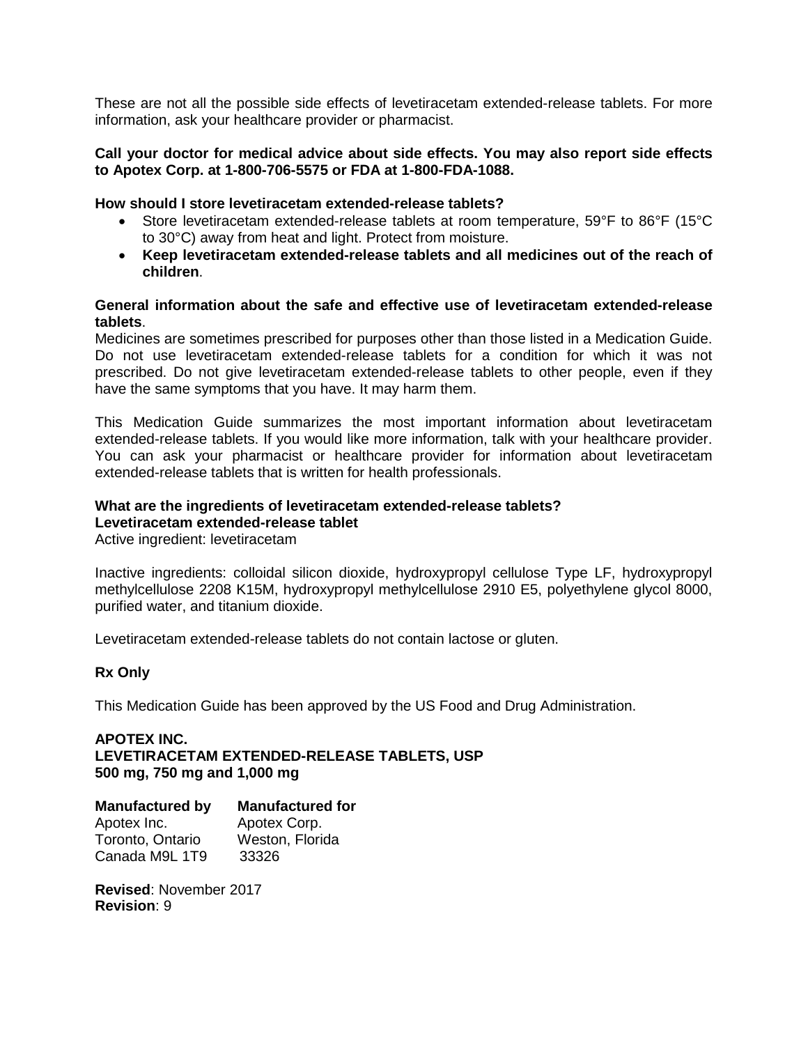These are not all the possible side effects of levetiracetam extended-release tablets. For more information, ask your healthcare provider or pharmacist.

**Call your doctor for medical advice about side effects. You may also report side effects to Apotex Corp. at 1-800-706-5575 or FDA at 1-800-FDA-1088.**

**How should I store levetiracetam extended-release tablets?**

- Store levetiracetam extended-release tablets at room temperature, 59°F to 86°F (15°C to 30°C) away from heat and light. Protect from moisture.
- **Keep levetiracetam extended-release tablets and all medicines out of the reach of children**.

**General information about the safe and effective use of levetiracetam extended-release tablets**.

Medicines are sometimes prescribed for purposes other than those listed in a Medication Guide. Do not use levetiracetam extended-release tablets for a condition for which it was not prescribed. Do not give levetiracetam extended-release tablets to other people, even if they have the same symptoms that you have. It may harm them.

This Medication Guide summarizes the most important information about levetiracetam extended-release tablets. If you would like more information, talk with your healthcare provider. You can ask your pharmacist or healthcare provider for information about levetiracetam extended-release tablets that is written for health professionals.

**What are the ingredients of levetiracetam extended-release tablets?**
**Levetiracetam extended-release tablet**

Active ingredient: levetiracetam

Inactive ingredients: colloidal silicon dioxide, hydroxypropyl cellulose Type LF, hydroxypropyl methylcellulose 2208 K15M, hydroxypropyl methylcellulose 2910 E5, polyethylene glycol 8000, purified water, and titanium dioxide.

Levetiracetam extended-release tablets do not contain lactose or gluten.

**Rx Only**

This Medication Guide has been approved by the US Food and Drug Administration.

**APOTEX INC.**
**LEVETIRACETAM EXTENDED-RELEASE TABLETS, USP**
**500 mg, 750 mg and 1,000 mg**

| **Manufactured by** | **Manufactured for** |
| --- | --- |
| Apotex Inc. | Apotex Corp. |
| Toronto, Ontario | Weston, Florida |
| Canada M9L 1T9 | 33326 |

**Revised**: November 2017
**Revision**: 9